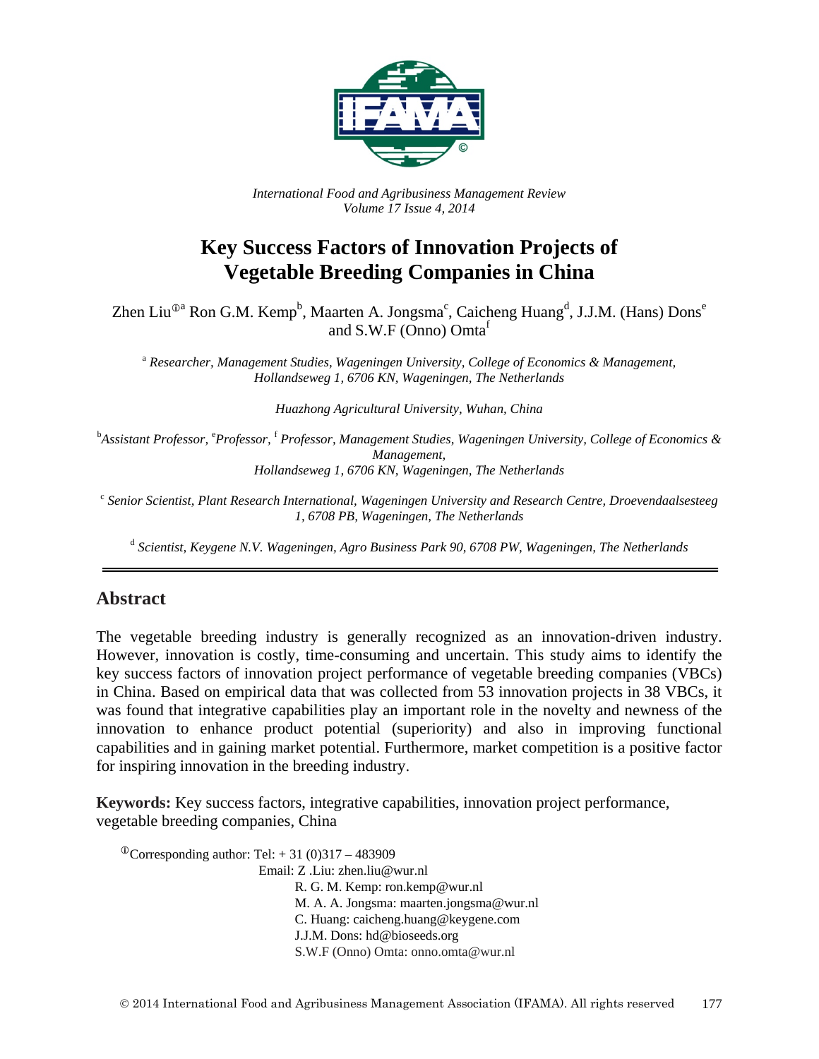*International Food and Agribusiness Management Review*
*Volume 17 Issue 4, 2014*

# Key Success Factors of Innovation Projects of Vegetable Breeding Companies in China

Zhen Liu[①a] Ron G.M. Kemp[b], Maarten A. Jongsma[c], Caicheng Huang[d], J.J.M. (Hans) Dons[e] and S.W.F (Onno) Omta[f]

[a] *Researcher, Management Studies, Wageningen University, College of Economics & Management, Hollandseweg 1, 6706 KN, Wageningen, The Netherlands*

*Huazhong Agricultural University, Wuhan, China*

[b]*Assistant Professor,* [e]*Professor,* [f] *Professor, Management Studies, Wageningen University, College of Economics & Management, Hollandseweg 1, 6706 KN, Wageningen, The Netherlands*

[c] *Senior Scientist, Plant Research International, Wageningen University and Research Centre, Droevendaalsesteeg 1, 6708 PB, Wageningen, The Netherlands*

[d] *Scientist, Keygene N.V. Wageningen, Agro Business Park 90, 6708 PW, Wageningen, The Netherlands*

## Abstract

The vegetable breeding industry is generally recognized as an innovation-driven industry. However, innovation is costly, time-consuming and uncertain. This study aims to identify the key success factors of innovation project performance of vegetable breeding companies (VBCs) in China. Based on empirical data that was collected from 53 innovation projects in 38 VBCs, it was found that integrative capabilities play an important role in the novelty and newness of the innovation to enhance product potential (superiority) and also in improving functional capabilities and in gaining market potential. Furthermore, market competition is a positive factor for inspiring innovation in the breeding industry.

**Keywords:** Key success factors, integrative capabilities, innovation project performance, vegetable breeding companies, China

[①]Corresponding author: Tel: + 31 (0)317 – 483909
Email: Z .Liu: zhen.liu@wur.nl
R. G. M. Kemp: ron.kemp@wur.nl
M. A. A. Jongsma: maarten.jongsma@wur.nl
C. Huang: caicheng.huang@keygene.com
J.J.M. Dons: hd@bioseeds.org
S.W.F (Onno) Omta: onno.omta@wur.nl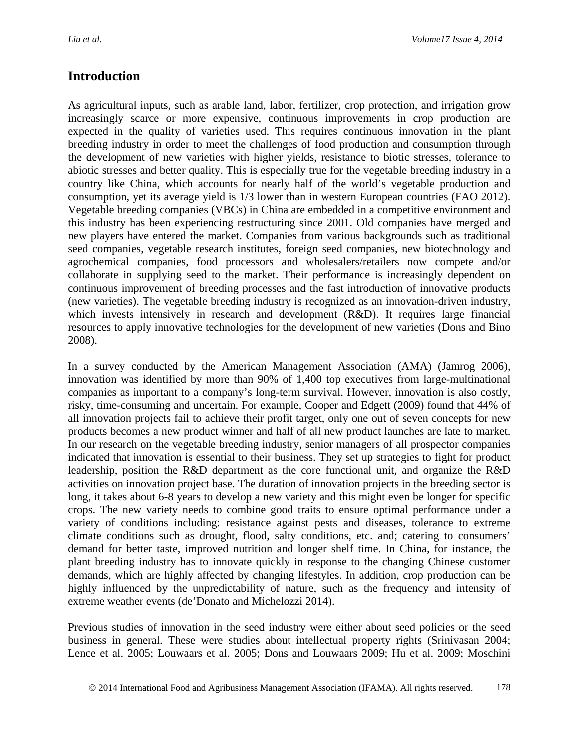## Introduction

As agricultural inputs, such as arable land, labor, fertilizer, crop protection, and irrigation grow increasingly scarce or more expensive, continuous improvements in crop production are expected in the quality of varieties used. This requires continuous innovation in the plant breeding industry in order to meet the challenges of food production and consumption through the development of new varieties with higher yields, resistance to biotic stresses, tolerance to abiotic stresses and better quality. This is especially true for the vegetable breeding industry in a country like China, which accounts for nearly half of the world's vegetable production and consumption, yet its average yield is 1/3 lower than in western European countries (FAO 2012). Vegetable breeding companies (VBCs) in China are embedded in a competitive environment and this industry has been experiencing restructuring since 2001. Old companies have merged and new players have entered the market. Companies from various backgrounds such as traditional seed companies, vegetable research institutes, foreign seed companies, new biotechnology and agrochemical companies, food processors and wholesalers/retailers now compete and/or collaborate in supplying seed to the market. Their performance is increasingly dependent on continuous improvement of breeding processes and the fast introduction of innovative products (new varieties). The vegetable breeding industry is recognized as an innovation-driven industry, which invests intensively in research and development (R&D). It requires large financial resources to apply innovative technologies for the development of new varieties (Dons and Bino 2008).

In a survey conducted by the American Management Association (AMA) (Jamrog 2006), innovation was identified by more than 90% of 1,400 top executives from large-multinational companies as important to a company's long-term survival. However, innovation is also costly, risky, time-consuming and uncertain. For example, Cooper and Edgett (2009) found that 44% of all innovation projects fail to achieve their profit target, only one out of seven concepts for new products becomes a new product winner and half of all new product launches are late to market. In our research on the vegetable breeding industry, senior managers of all prospector companies indicated that innovation is essential to their business. They set up strategies to fight for product leadership, position the R&D department as the core functional unit, and organize the R&D activities on innovation project base. The duration of innovation projects in the breeding sector is long, it takes about 6-8 years to develop a new variety and this might even be longer for specific crops. The new variety needs to combine good traits to ensure optimal performance under a variety of conditions including: resistance against pests and diseases, tolerance to extreme climate conditions such as drought, flood, salty conditions, etc. and; catering to consumers' demand for better taste, improved nutrition and longer shelf time. In China, for instance, the plant breeding industry has to innovate quickly in response to the changing Chinese customer demands, which are highly affected by changing lifestyles. In addition, crop production can be highly influenced by the unpredictability of nature, such as the frequency and intensity of extreme weather events (de'Donato and Michelozzi 2014).

Previous studies of innovation in the seed industry were either about seed policies or the seed business in general. These were studies about intellectual property rights (Srinivasan 2004; Lence et al. 2005; Louwaars et al. 2005; Dons and Louwaars 2009; Hu et al. 2009; Moschini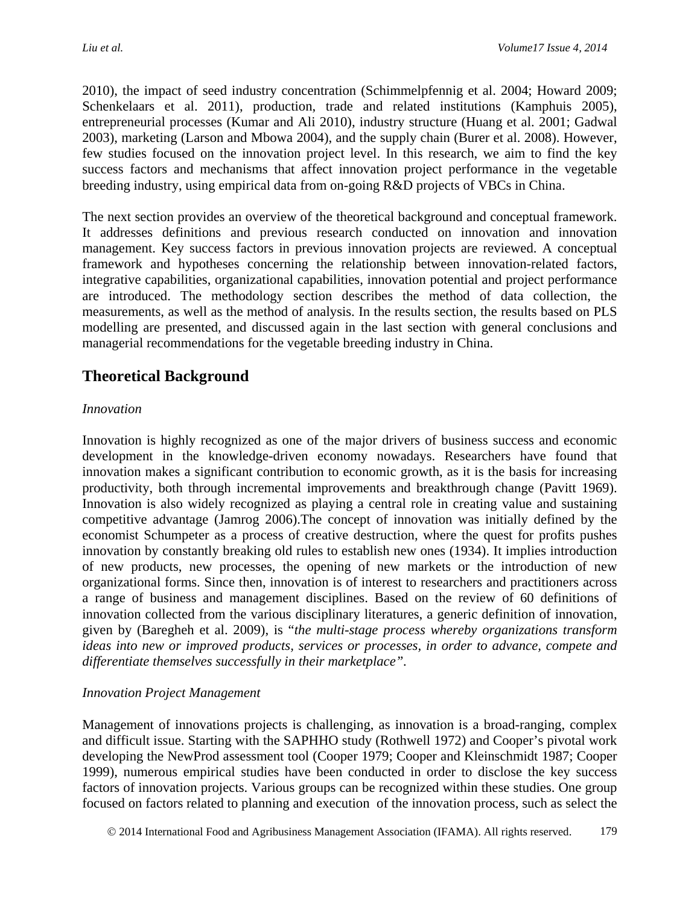2010), the impact of seed industry concentration (Schimmelpfennig et al. 2004; Howard 2009; Schenkelaars et al. 2011), production, trade and related institutions (Kamphuis 2005), entrepreneurial processes (Kumar and Ali 2010), industry structure (Huang et al. 2001; Gadwal 2003), marketing (Larson and Mbowa 2004), and the supply chain (Burer et al. 2008). However, few studies focused on the innovation project level. In this research, we aim to find the key success factors and mechanisms that affect innovation project performance in the vegetable breeding industry, using empirical data from on-going R&D projects of VBCs in China.

The next section provides an overview of the theoretical background and conceptual framework. It addresses definitions and previous research conducted on innovation and innovation management. Key success factors in previous innovation projects are reviewed. A conceptual framework and hypotheses concerning the relationship between innovation-related factors, integrative capabilities, organizational capabilities, innovation potential and project performance are introduced. The methodology section describes the method of data collection, the measurements, as well as the method of analysis. In the results section, the results based on PLS modelling are presented, and discussed again in the last section with general conclusions and managerial recommendations for the vegetable breeding industry in China.

## Theoretical Background

### *Innovation*

Innovation is highly recognized as one of the major drivers of business success and economic development in the knowledge-driven economy nowadays. Researchers have found that innovation makes a significant contribution to economic growth, as it is the basis for increasing productivity, both through incremental improvements and breakthrough change (Pavitt 1969). Innovation is also widely recognized as playing a central role in creating value and sustaining competitive advantage (Jamrog 2006).The concept of innovation was initially defined by the economist Schumpeter as a process of creative destruction, where the quest for profits pushes innovation by constantly breaking old rules to establish new ones (1934). It implies introduction of new products, new processes, the opening of new markets or the introduction of new organizational forms. Since then, innovation is of interest to researchers and practitioners across a range of business and management disciplines. Based on the review of 60 definitions of innovation collected from the various disciplinary literatures, a generic definition of innovation, given by (Baregheh et al. 2009), is "*the multi-stage process whereby organizations transform ideas into new or improved products, services or processes, in order to advance, compete and differentiate themselves successfully in their marketplace*".

### *Innovation Project Management*

Management of innovations projects is challenging, as innovation is a broad-ranging, complex and difficult issue. Starting with the SAPHHO study (Rothwell 1972) and Cooper's pivotal work developing the NewProd assessment tool (Cooper 1979; Cooper and Kleinschmidt 1987; Cooper 1999), numerous empirical studies have been conducted in order to disclose the key success factors of innovation projects. Various groups can be recognized within these studies. One group focused on factors related to planning and execution of the innovation process, such as select the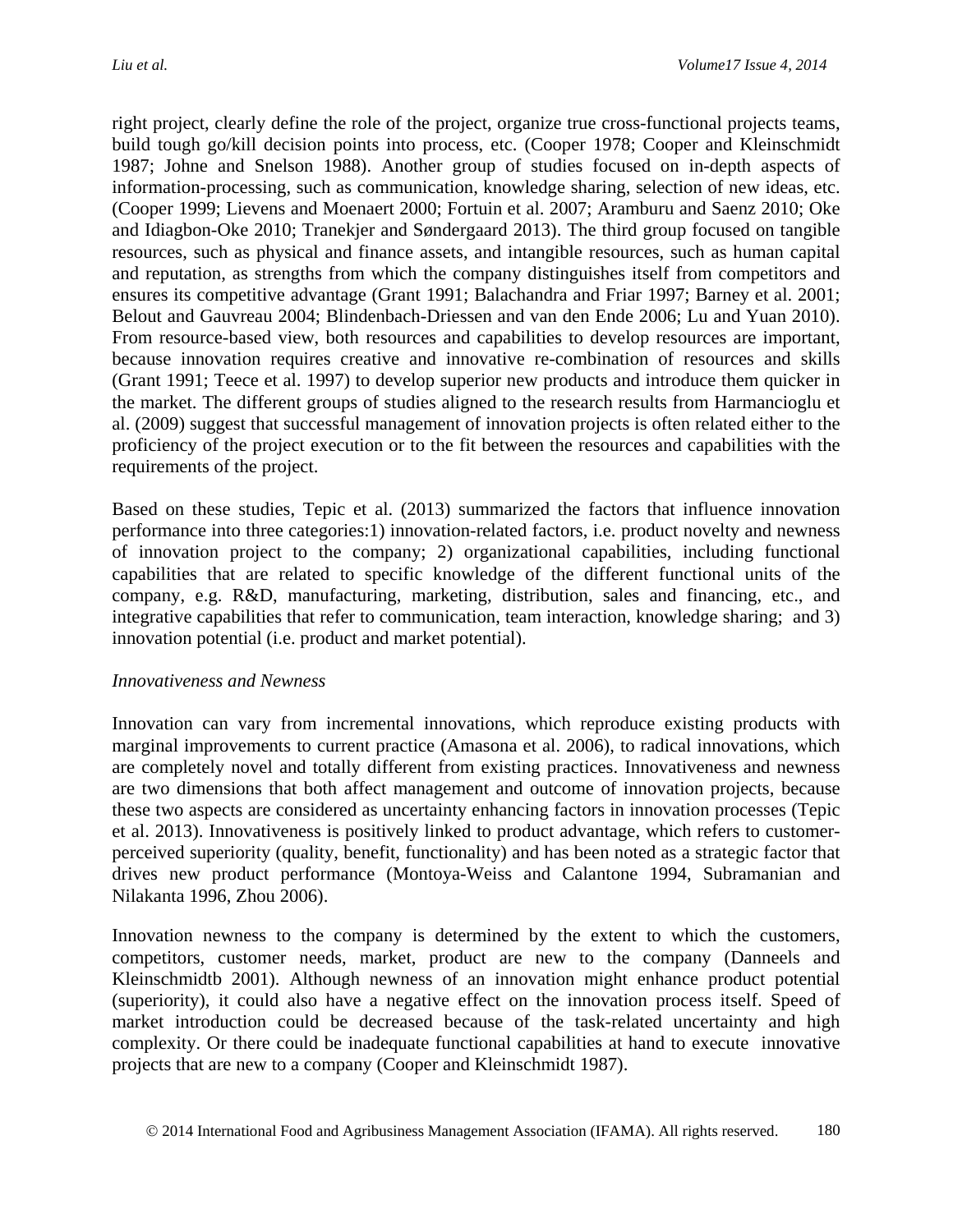right project, clearly define the role of the project, organize true cross-functional projects teams, build tough go/kill decision points into process, etc. (Cooper 1978; Cooper and Kleinschmidt 1987; Johne and Snelson 1988). Another group of studies focused on in-depth aspects of information-processing, such as communication, knowledge sharing, selection of new ideas, etc. (Cooper 1999; Lievens and Moenaert 2000; Fortuin et al. 2007; Aramburu and Saenz 2010; Oke and Idiagbon-Oke 2010; Tranekjer and Søndergaard 2013). The third group focused on tangible resources, such as physical and finance assets, and intangible resources, such as human capital and reputation, as strengths from which the company distinguishes itself from competitors and ensures its competitive advantage (Grant 1991; Balachandra and Friar 1997; Barney et al. 2001; Belout and Gauvreau 2004; Blindenbach-Driessen and van den Ende 2006; Lu and Yuan 2010). From resource-based view, both resources and capabilities to develop resources are important, because innovation requires creative and innovative re-combination of resources and skills (Grant 1991; Teece et al. 1997) to develop superior new products and introduce them quicker in the market. The different groups of studies aligned to the research results from Harmancioglu et al. (2009) suggest that successful management of innovation projects is often related either to the proficiency of the project execution or to the fit between the resources and capabilities with the requirements of the project.

Based on these studies, Tepic et al. (2013) summarized the factors that influence innovation performance into three categories:1) innovation-related factors, i.e. product novelty and newness of innovation project to the company; 2) organizational capabilities, including functional capabilities that are related to specific knowledge of the different functional units of the company, e.g. R&D, manufacturing, marketing, distribution, sales and financing, etc., and integrative capabilities that refer to communication, team interaction, knowledge sharing; and 3) innovation potential (i.e. product and market potential).

### *Innovativeness and Newness*

Innovation can vary from incremental innovations, which reproduce existing products with marginal improvements to current practice (Amasona et al. 2006), to radical innovations, which are completely novel and totally different from existing practices. Innovativeness and newness are two dimensions that both affect management and outcome of innovation projects, because these two aspects are considered as uncertainty enhancing factors in innovation processes (Tepic et al. 2013). Innovativeness is positively linked to product advantage, which refers to customer-perceived superiority (quality, benefit, functionality) and has been noted as a strategic factor that drives new product performance (Montoya-Weiss and Calantone 1994, Subramanian and Nilakanta 1996, Zhou 2006).

Innovation newness to the company is determined by the extent to which the customers, competitors, customer needs, market, product are new to the company (Danneels and Kleinschmidtb 2001). Although newness of an innovation might enhance product potential (superiority), it could also have a negative effect on the innovation process itself. Speed of market introduction could be decreased because of the task-related uncertainty and high complexity. Or there could be inadequate functional capabilities at hand to execute innovative projects that are new to a company (Cooper and Kleinschmidt 1987).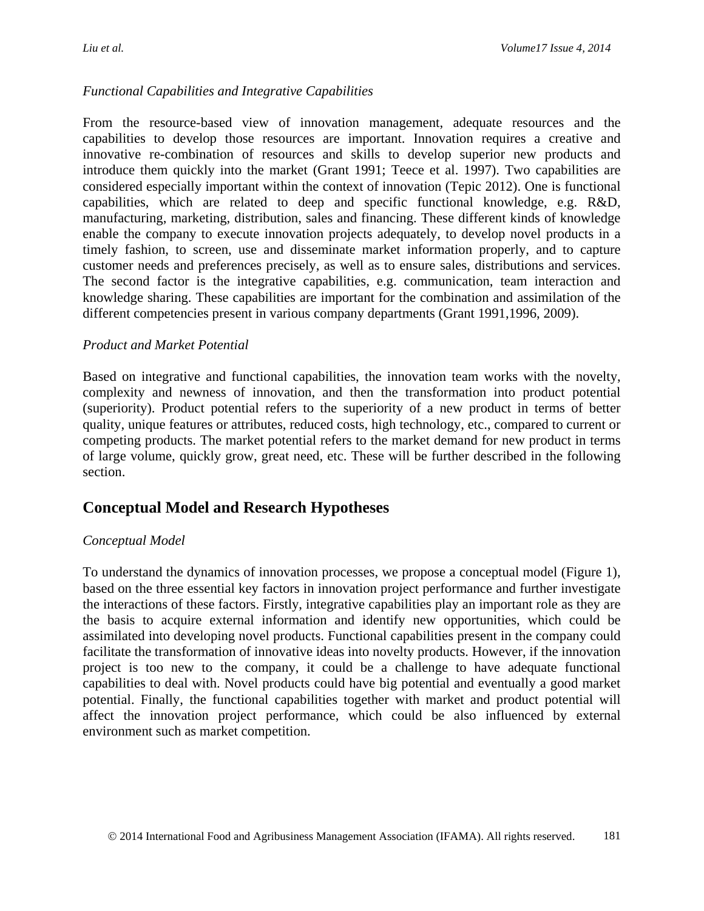*Functional Capabilities and Integrative Capabilities*

From the resource-based view of innovation management, adequate resources and the capabilities to develop those resources are important. Innovation requires a creative and innovative re-combination of resources and skills to develop superior new products and introduce them quickly into the market (Grant 1991; Teece et al. 1997). Two capabilities are considered especially important within the context of innovation (Tepic 2012). One is functional capabilities, which are related to deep and specific functional knowledge, e.g. R&D, manufacturing, marketing, distribution, sales and financing. These different kinds of knowledge enable the company to execute innovation projects adequately, to develop novel products in a timely fashion, to screen, use and disseminate market information properly, and to capture customer needs and preferences precisely, as well as to ensure sales, distributions and services. The second factor is the integrative capabilities, e.g. communication, team interaction and knowledge sharing. These capabilities are important for the combination and assimilation of the different competencies present in various company departments (Grant 1991,1996, 2009).

*Product and Market Potential*

Based on integrative and functional capabilities, the innovation team works with the novelty, complexity and newness of innovation, and then the transformation into product potential (superiority). Product potential refers to the superiority of a new product in terms of better quality, unique features or attributes, reduced costs, high technology, etc., compared to current or competing products. The market potential refers to the market demand for new product in terms of large volume, quickly grow, great need, etc. These will be further described in the following section.

## Conceptual Model and Research Hypotheses

*Conceptual Model*

To understand the dynamics of innovation processes, we propose a conceptual model (Figure 1), based on the three essential key factors in innovation project performance and further investigate the interactions of these factors. Firstly, integrative capabilities play an important role as they are the basis to acquire external information and identify new opportunities, which could be assimilated into developing novel products. Functional capabilities present in the company could facilitate the transformation of innovative ideas into novelty products. However, if the innovation project is too new to the company, it could be a challenge to have adequate functional capabilities to deal with. Novel products could have big potential and eventually a good market potential. Finally, the functional capabilities together with market and product potential will affect the innovation project performance, which could be also influenced by external environment such as market competition.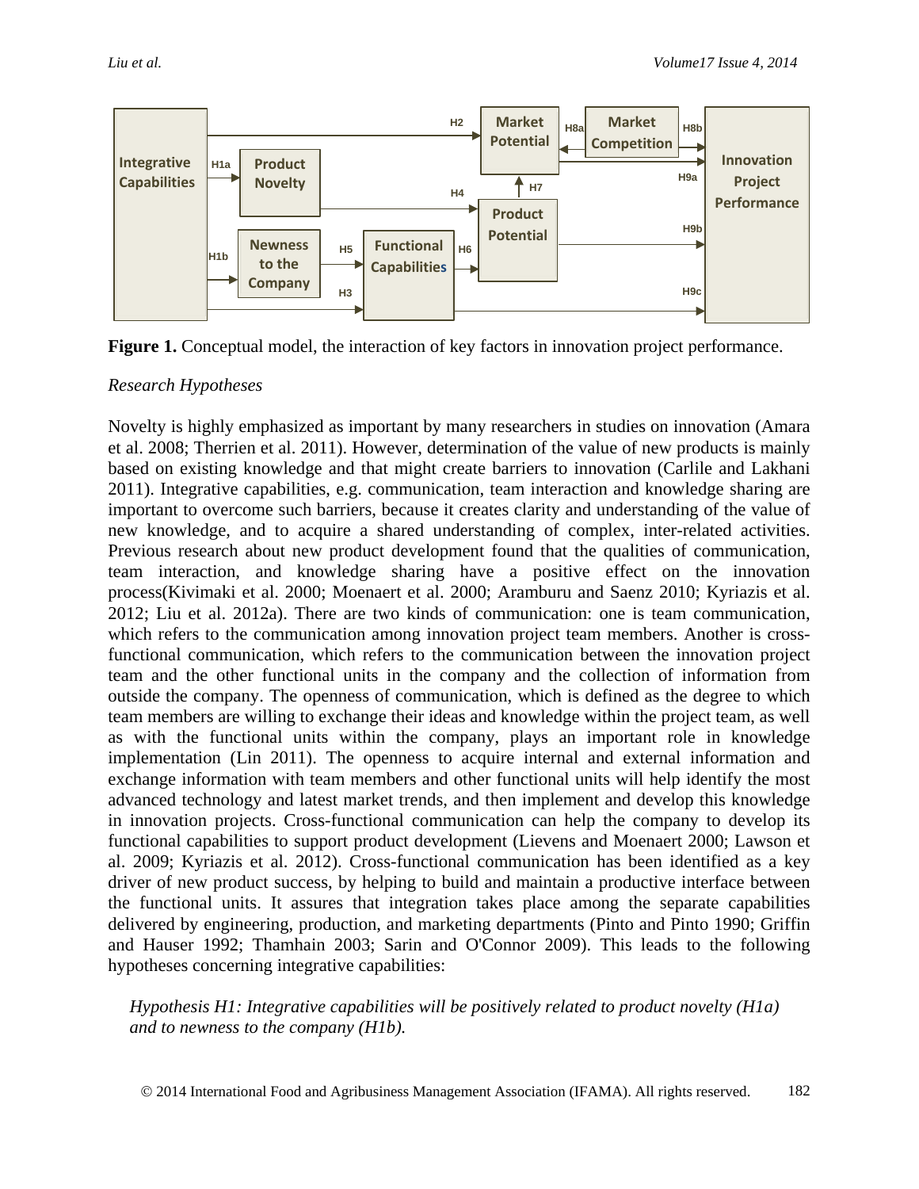**Figure 1.** Conceptual model, the interaction of key factors in innovation project performance.

*Research Hypotheses*

Novelty is highly emphasized as important by many researchers in studies on innovation (Amara et al. 2008; Therrien et al. 2011). However, determination of the value of new products is mainly based on existing knowledge and that might create barriers to innovation (Carlile and Lakhani 2011). Integrative capabilities, e.g. communication, team interaction and knowledge sharing are important to overcome such barriers, because it creates clarity and understanding of the value of new knowledge, and to acquire a shared understanding of complex, inter-related activities. Previous research about new product development found that the qualities of communication, team interaction, and knowledge sharing have a positive effect on the innovation process(Kivimaki et al. 2000; Moenaert et al. 2000; Aramburu and Saenz 2010; Kyriazis et al. 2012; Liu et al. 2012a). There are two kinds of communication: one is team communication, which refers to the communication among innovation project team members. Another is cross-functional communication, which refers to the communication between the innovation project team and the other functional units in the company and the collection of information from outside the company. The openness of communication, which is defined as the degree to which team members are willing to exchange their ideas and knowledge within the project team, as well as with the functional units within the company, plays an important role in knowledge implementation (Lin 2011). The openness to acquire internal and external information and exchange information with team members and other functional units will help identify the most advanced technology and latest market trends, and then implement and develop this knowledge in innovation projects. Cross-functional communication can help the company to develop its functional capabilities to support product development (Lievens and Moenaert 2000; Lawson et al. 2009; Kyriazis et al. 2012). Cross-functional communication has been identified as a key driver of new product success, by helping to build and maintain a productive interface between the functional units. It assures that integration takes place among the separate capabilities delivered by engineering, production, and marketing departments (Pinto and Pinto 1990; Griffin and Hauser 1992; Thamhain 2003; Sarin and O'Connor 2009). This leads to the following hypotheses concerning integrative capabilities:

> *Hypothesis H1: Integrative capabilities will be positively related to product novelty (H1a) and to newness to the company (H1b).*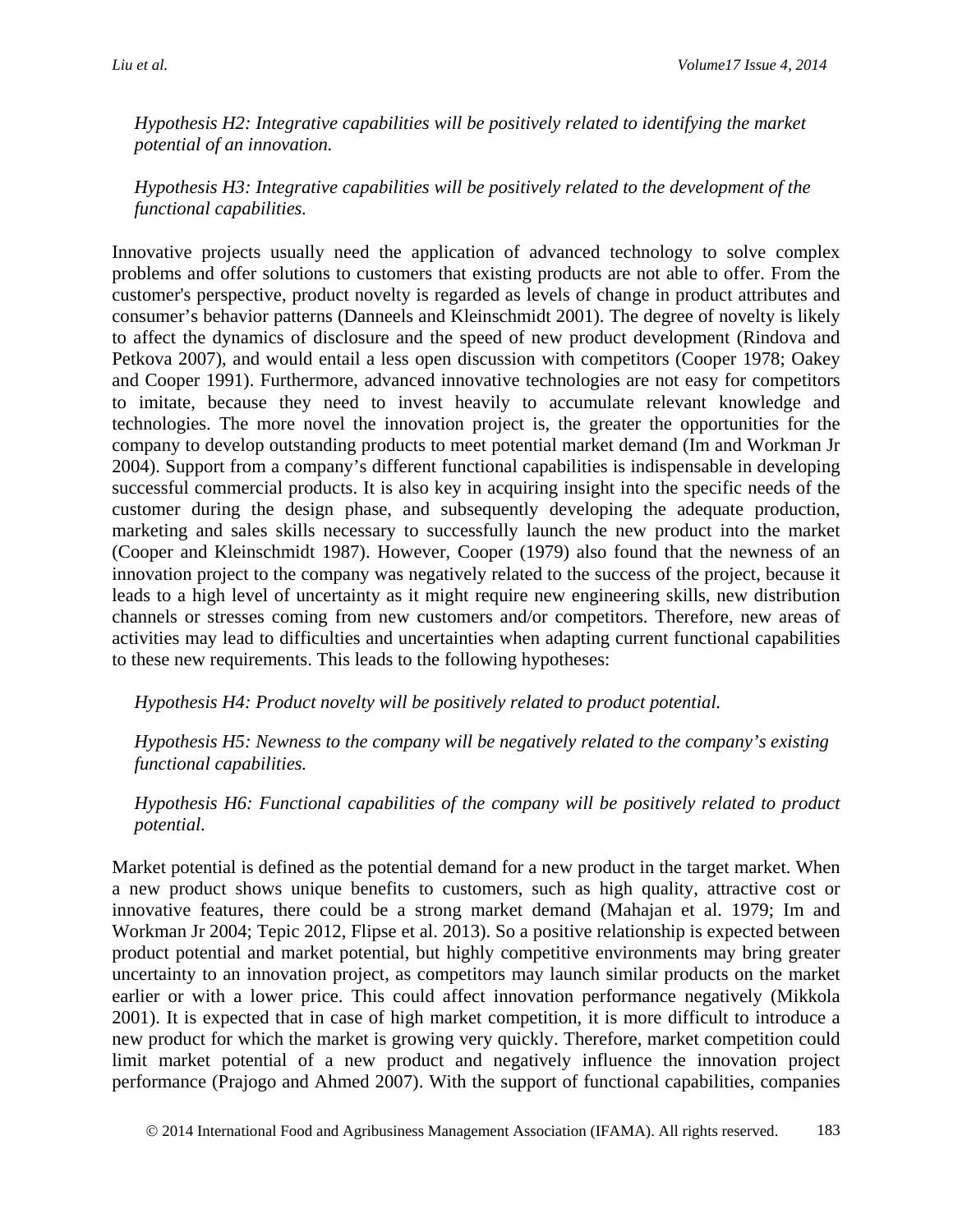*Hypothesis H2: Integrative capabilities will be positively related to identifying the market potential of an innovation.*

*Hypothesis H3: Integrative capabilities will be positively related to the development of the functional capabilities.*

Innovative projects usually need the application of advanced technology to solve complex problems and offer solutions to customers that existing products are not able to offer. From the customer's perspective, product novelty is regarded as levels of change in product attributes and consumer's behavior patterns (Danneels and Kleinschmidt 2001). The degree of novelty is likely to affect the dynamics of disclosure and the speed of new product development (Rindova and Petkova 2007), and would entail a less open discussion with competitors (Cooper 1978; Oakey and Cooper 1991). Furthermore, advanced innovative technologies are not easy for competitors to imitate, because they need to invest heavily to accumulate relevant knowledge and technologies. The more novel the innovation project is, the greater the opportunities for the company to develop outstanding products to meet potential market demand (Im and Workman Jr 2004). Support from a company's different functional capabilities is indispensable in developing successful commercial products. It is also key in acquiring insight into the specific needs of the customer during the design phase, and subsequently developing the adequate production, marketing and sales skills necessary to successfully launch the new product into the market (Cooper and Kleinschmidt 1987). However, Cooper (1979) also found that the newness of an innovation project to the company was negatively related to the success of the project, because it leads to a high level of uncertainty as it might require new engineering skills, new distribution channels or stresses coming from new customers and/or competitors. Therefore, new areas of activities may lead to difficulties and uncertainties when adapting current functional capabilities to these new requirements. This leads to the following hypotheses:

*Hypothesis H4: Product novelty will be positively related to product potential.*

*Hypothesis H5: Newness to the company will be negatively related to the company's existing functional capabilities.*

*Hypothesis H6: Functional capabilities of the company will be positively related to product potential.*

Market potential is defined as the potential demand for a new product in the target market. When a new product shows unique benefits to customers, such as high quality, attractive cost or innovative features, there could be a strong market demand (Mahajan et al. 1979; Im and Workman Jr 2004; Tepic 2012, Flipse et al. 2013). So a positive relationship is expected between product potential and market potential, but highly competitive environments may bring greater uncertainty to an innovation project, as competitors may launch similar products on the market earlier or with a lower price. This could affect innovation performance negatively (Mikkola 2001). It is expected that in case of high market competition, it is more difficult to introduce a new product for which the market is growing very quickly. Therefore, market competition could limit market potential of a new product and negatively influence the innovation project performance (Prajogo and Ahmed 2007). With the support of functional capabilities, companies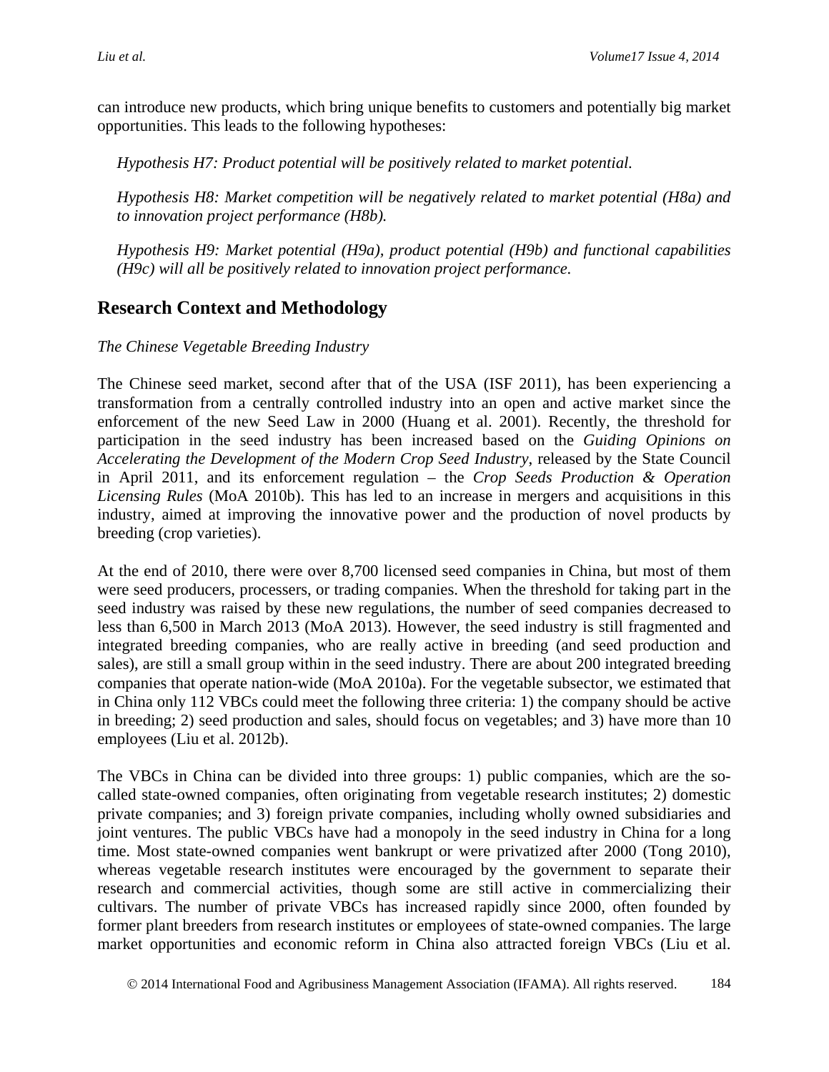can introduce new products, which bring unique benefits to customers and potentially big market opportunities. This leads to the following hypotheses:

*Hypothesis H7: Product potential will be positively related to market potential.*

*Hypothesis H8: Market competition will be negatively related to market potential (H8a) and to innovation project performance (H8b).*

*Hypothesis H9: Market potential (H9a), product potential (H9b) and functional capabilities (H9c) will all be positively related to innovation project performance.*

## Research Context and Methodology

*The Chinese Vegetable Breeding Industry*

The Chinese seed market, second after that of the USA (ISF 2011), has been experiencing a transformation from a centrally controlled industry into an open and active market since the enforcement of the new Seed Law in 2000 (Huang et al. 2001). Recently, the threshold for participation in the seed industry has been increased based on the *Guiding Opinions on Accelerating the Development of the Modern Crop Seed Industry*, released by the State Council in April 2011, and its enforcement regulation – the *Crop Seeds Production & Operation Licensing Rules* (MoA 2010b). This has led to an increase in mergers and acquisitions in this industry, aimed at improving the innovative power and the production of novel products by breeding (crop varieties).

At the end of 2010, there were over 8,700 licensed seed companies in China, but most of them were seed producers, processers, or trading companies. When the threshold for taking part in the seed industry was raised by these new regulations, the number of seed companies decreased to less than 6,500 in March 2013 (MoA 2013). However, the seed industry is still fragmented and integrated breeding companies, who are really active in breeding (and seed production and sales), are still a small group within in the seed industry. There are about 200 integrated breeding companies that operate nation-wide (MoA 2010a). For the vegetable subsector, we estimated that in China only 112 VBCs could meet the following three criteria: 1) the company should be active in breeding; 2) seed production and sales, should focus on vegetables; and 3) have more than 10 employees (Liu et al. 2012b).

The VBCs in China can be divided into three groups: 1) public companies, which are the so-called state-owned companies, often originating from vegetable research institutes; 2) domestic private companies; and 3) foreign private companies, including wholly owned subsidiaries and joint ventures. The public VBCs have had a monopoly in the seed industry in China for a long time. Most state-owned companies went bankrupt or were privatized after 2000 (Tong 2010), whereas vegetable research institutes were encouraged by the government to separate their research and commercial activities, though some are still active in commercializing their cultivars. The number of private VBCs has increased rapidly since 2000, often founded by former plant breeders from research institutes or employees of state-owned companies. The large market opportunities and economic reform in China also attracted foreign VBCs (Liu et al.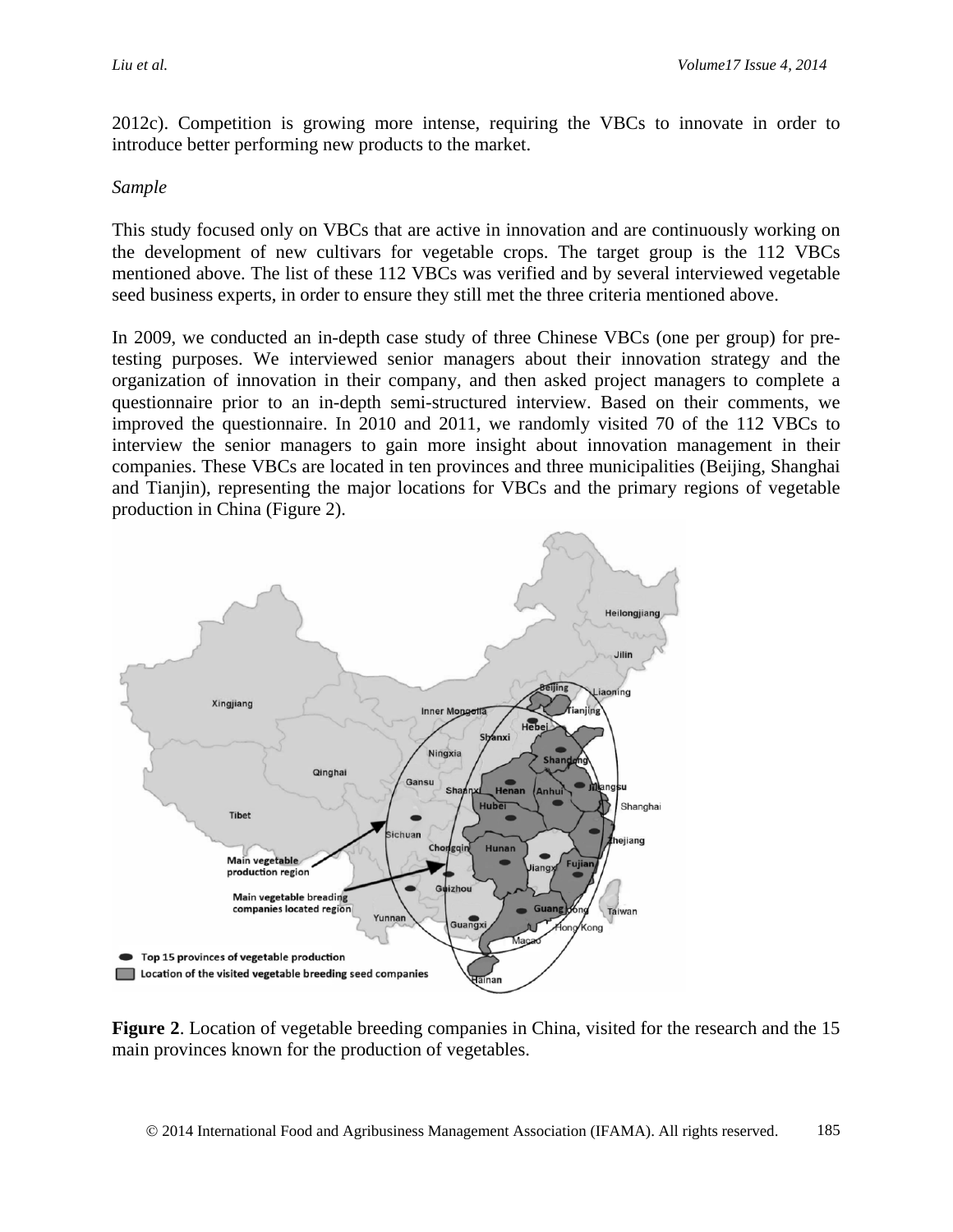2012c). Competition is growing more intense, requiring the VBCs to innovate in order to introduce better performing new products to the market.

*Sample*

This study focused only on VBCs that are active in innovation and are continuously working on the development of new cultivars for vegetable crops. The target group is the 112 VBCs mentioned above. The list of these 112 VBCs was verified and by several interviewed vegetable seed business experts, in order to ensure they still met the three criteria mentioned above.

In 2009, we conducted an in-depth case study of three Chinese VBCs (one per group) for pre-testing purposes. We interviewed senior managers about their innovation strategy and the organization of innovation in their company, and then asked project managers to complete a questionnaire prior to an in-depth semi-structured interview. Based on their comments, we improved the questionnaire. In 2010 and 2011, we randomly visited 70 of the 112 VBCs to interview the senior managers to gain more insight about innovation management in their companies. These VBCs are located in ten provinces and three municipalities (Beijing, Shanghai and Tianjin), representing the major locations for VBCs and the primary regions of vegetable production in China (Figure 2).

**Figure 2**. Location of vegetable breeding companies in China, visited for the research and the 15 main provinces known for the production of vegetables.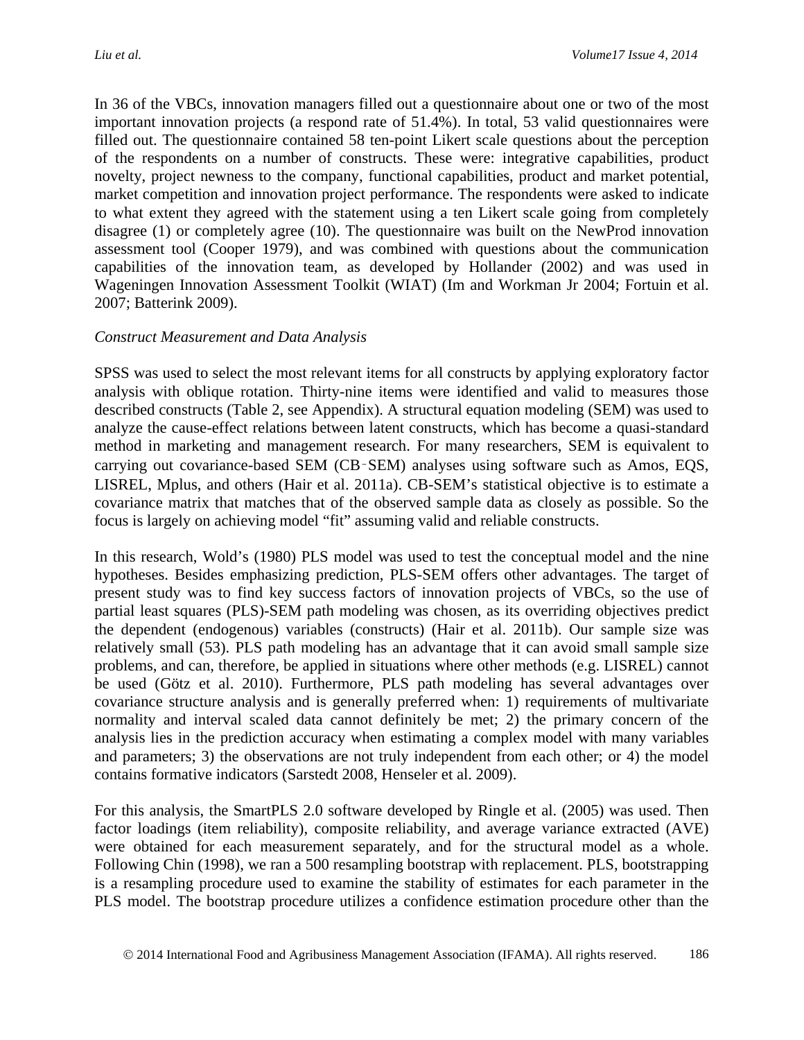In 36 of the VBCs, innovation managers filled out a questionnaire about one or two of the most important innovation projects (a respond rate of 51.4%). In total, 53 valid questionnaires were filled out. The questionnaire contained 58 ten-point Likert scale questions about the perception of the respondents on a number of constructs. These were: integrative capabilities, product novelty, project newness to the company, functional capabilities, product and market potential, market competition and innovation project performance. The respondents were asked to indicate to what extent they agreed with the statement using a ten Likert scale going from completely disagree (1) or completely agree (10). The questionnaire was built on the NewProd innovation assessment tool (Cooper 1979), and was combined with questions about the communication capabilities of the innovation team, as developed by Hollander (2002) and was used in Wageningen Innovation Assessment Toolkit (WIAT) (Im and Workman Jr 2004; Fortuin et al. 2007; Batterink 2009).

*Construct Measurement and Data Analysis*

SPSS was used to select the most relevant items for all constructs by applying exploratory factor analysis with oblique rotation. Thirty-nine items were identified and valid to measures those described constructs (Table 2, see Appendix). A structural equation modeling (SEM) was used to analyze the cause-effect relations between latent constructs, which has become a quasi-standard method in marketing and management research. For many researchers, SEM is equivalent to carrying out covariance-based SEM (CB‑SEM) analyses using software such as Amos, EQS, LISREL, Mplus, and others (Hair et al. 2011a). CB-SEM's statistical objective is to estimate a covariance matrix that matches that of the observed sample data as closely as possible. So the focus is largely on achieving model "fit" assuming valid and reliable constructs.

In this research, Wold's (1980) PLS model was used to test the conceptual model and the nine hypotheses. Besides emphasizing prediction, PLS-SEM offers other advantages. The target of present study was to find key success factors of innovation projects of VBCs, so the use of partial least squares (PLS)-SEM path modeling was chosen, as its overriding objectives predict the dependent (endogenous) variables (constructs) (Hair et al. 2011b). Our sample size was relatively small (53). PLS path modeling has an advantage that it can avoid small sample size problems, and can, therefore, be applied in situations where other methods (e.g. LISREL) cannot be used (Götz et al. 2010). Furthermore, PLS path modeling has several advantages over covariance structure analysis and is generally preferred when: 1) requirements of multivariate normality and interval scaled data cannot definitely be met; 2) the primary concern of the analysis lies in the prediction accuracy when estimating a complex model with many variables and parameters; 3) the observations are not truly independent from each other; or 4) the model contains formative indicators (Sarstedt 2008, Henseler et al. 2009).

For this analysis, the SmartPLS 2.0 software developed by Ringle et al. (2005) was used. Then factor loadings (item reliability), composite reliability, and average variance extracted (AVE) were obtained for each measurement separately, and for the structural model as a whole. Following Chin (1998), we ran a 500 resampling bootstrap with replacement. PLS, bootstrapping is a resampling procedure used to examine the stability of estimates for each parameter in the PLS model. The bootstrap procedure utilizes a confidence estimation procedure other than the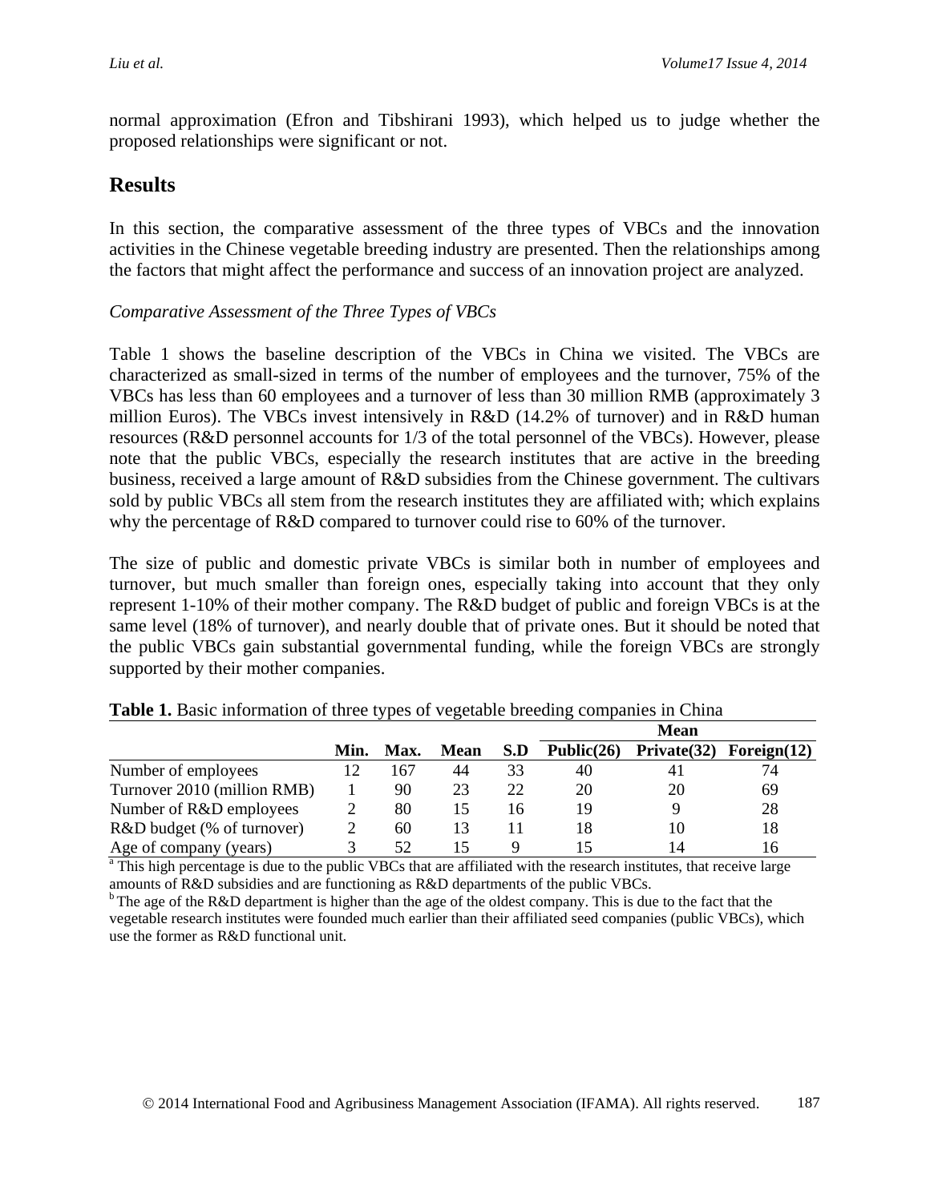normal approximation (Efron and Tibshirani 1993), which helped us to judge whether the proposed relationships were significant or not.

## Results

In this section, the comparative assessment of the three types of VBCs and the innovation activities in the Chinese vegetable breeding industry are presented. Then the relationships among the factors that might affect the performance and success of an innovation project are analyzed.

*Comparative Assessment of the Three Types of VBCs*

Table 1 shows the baseline description of the VBCs in China we visited. The VBCs are characterized as small-sized in terms of the number of employees and the turnover, 75% of the VBCs has less than 60 employees and a turnover of less than 30 million RMB (approximately 3 million Euros). The VBCs invest intensively in R&D (14.2% of turnover) and in R&D human resources (R&D personnel accounts for 1/3 of the total personnel of the VBCs). However, please note that the public VBCs, especially the research institutes that are active in the breeding business, received a large amount of R&D subsidies from the Chinese government. The cultivars sold by public VBCs all stem from the research institutes they are affiliated with; which explains why the percentage of R&D compared to turnover could rise to 60% of the turnover.

The size of public and domestic private VBCs is similar both in number of employees and turnover, but much smaller than foreign ones, especially taking into account that they only represent 1-10% of their mother company. The R&D budget of public and foreign VBCs is at the same level (18% of turnover), and nearly double that of private ones. But it should be noted that the public VBCs gain substantial governmental funding, while the foreign VBCs are strongly supported by their mother companies.

**Table 1.** Basic information of three types of vegetable breeding companies in China

| | | | | | Mean | | |
|---|---|---|---|---|---|---|---|
| | **Min.** | **Max.** | **Mean** | **S.D** | **Public(26)** | **Private(32)** | **Foreign(12)** |
| Number of employees | 12 | 167 | 44 | 33 | 40 | 41 | 74 |
| Turnover 2010 (million RMB) | 1 | 90 | 23 | 22 | 20 | 20 | 69 |
| Number of R&D employees | 2 | 80 | 15 | 16 | 19 | 9 | 28 |
| R&D budget (% of turnover) | 2 | 60 | 13 | 11 | 18 | 10 | 18 |
| Age of company (years) | 3 | 52 | 15 | 9 | 15 | 14 | 16 |

[a] This high percentage is due to the public VBCs that are affiliated with the research institutes, that receive large amounts of R&D subsidies and are functioning as R&D departments of the public VBCs.
[b] The age of the R&D department is higher than the age of the oldest company. This is due to the fact that the vegetable research institutes were founded much earlier than their affiliated seed companies (public VBCs), which use the former as R&D functional unit.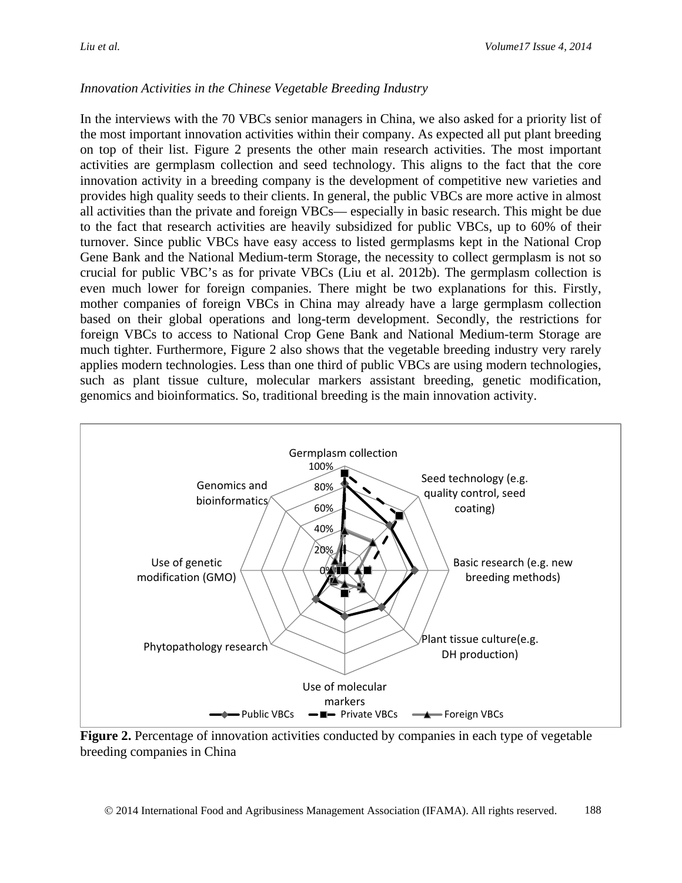*Innovation Activities in the Chinese Vegetable Breeding Industry*

In the interviews with the 70 VBCs senior managers in China, we also asked for a priority list of the most important innovation activities within their company. As expected all put plant breeding on top of their list. Figure 2 presents the other main research activities. The most important activities are germplasm collection and seed technology. This aligns to the fact that the core innovation activity in a breeding company is the development of competitive new varieties and provides high quality seeds to their clients. In general, the public VBCs are more active in almost all activities than the private and foreign VBCs— especially in basic research. This might be due to the fact that research activities are heavily subsidized for public VBCs, up to 60% of their turnover. Since public VBCs have easy access to listed germplasms kept in the National Crop Gene Bank and the National Medium-term Storage, the necessity to collect germplasm is not so crucial for public VBC's as for private VBCs (Liu et al. 2012b). The germplasm collection is even much lower for foreign companies. There might be two explanations for this. Firstly, mother companies of foreign VBCs in China may already have a large germplasm collection based on their global operations and long-term development. Secondly, the restrictions for foreign VBCs to access to National Crop Gene Bank and National Medium-term Storage are much tighter. Furthermore, Figure 2 also shows that the vegetable breeding industry very rarely applies modern technologies. Less than one third of public VBCs are using modern technologies, such as plant tissue culture, molecular markers assistant breeding, genetic modification, genomics and bioinformatics. So, traditional breeding is the main innovation activity.

**Figure 2.** Percentage of innovation activities conducted by companies in each type of vegetable breeding companies in China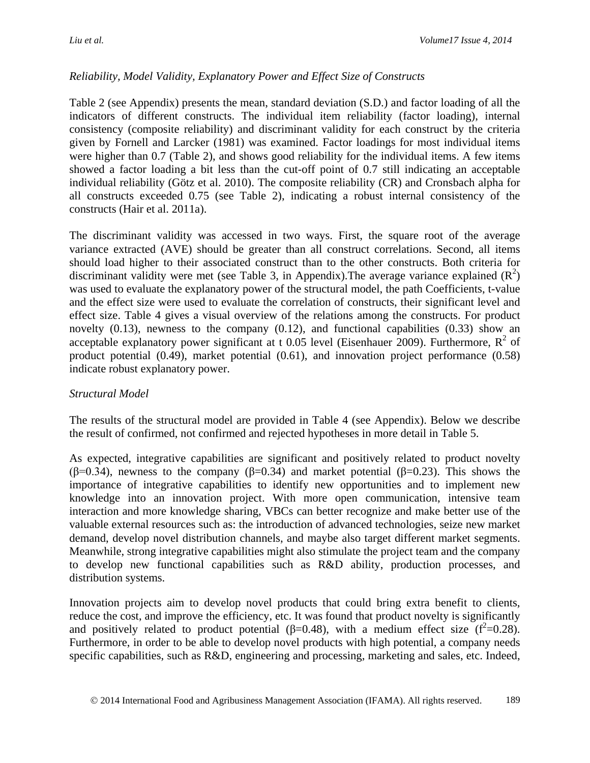*Reliability, Model Validity, Explanatory Power and Effect Size of Constructs*

Table 2 (see Appendix) presents the mean, standard deviation (S.D.) and factor loading of all the indicators of different constructs. The individual item reliability (factor loading), internal consistency (composite reliability) and discriminant validity for each construct by the criteria given by Fornell and Larcker (1981) was examined. Factor loadings for most individual items were higher than 0.7 (Table 2), and shows good reliability for the individual items. A few items showed a factor loading a bit less than the cut-off point of 0.7 still indicating an acceptable individual reliability (Götz et al. 2010). The composite reliability (CR) and Cronsbach alpha for all constructs exceeded 0.75 (see Table 2), indicating a robust internal consistency of the constructs (Hair et al. 2011a).

The discriminant validity was accessed in two ways. First, the square root of the average variance extracted (AVE) should be greater than all construct correlations. Second, all items should load higher to their associated construct than to the other constructs. Both criteria for discriminant validity were met (see Table 3, in Appendix).The average variance explained ($R^2$) was used to evaluate the explanatory power of the structural model, the path Coefficients, t-value and the effect size were used to evaluate the correlation of constructs, their significant level and effect size. Table 4 gives a visual overview of the relations among the constructs. For product novelty (0.13), newness to the company (0.12), and functional capabilities (0.33) show an acceptable explanatory power significant at t 0.05 level (Eisenhauer 2009). Furthermore, $R^2$ of product potential (0.49), market potential (0.61), and innovation project performance (0.58) indicate robust explanatory power.

*Structural Model*

The results of the structural model are provided in Table 4 (see Appendix). Below we describe the result of confirmed, not confirmed and rejected hypotheses in more detail in Table 5.

As expected, integrative capabilities are significant and positively related to product novelty ($\beta$=0.34), newness to the company ($\beta$=0.34) and market potential ($\beta$=0.23). This shows the importance of integrative capabilities to identify new opportunities and to implement new knowledge into an innovation project. With more open communication, intensive team interaction and more knowledge sharing, VBCs can better recognize and make better use of the valuable external resources such as: the introduction of advanced technologies, seize new market demand, develop novel distribution channels, and maybe also target different market segments. Meanwhile, strong integrative capabilities might also stimulate the project team and the company to develop new functional capabilities such as R&D ability, production processes, and distribution systems.

Innovation projects aim to develop novel products that could bring extra benefit to clients, reduce the cost, and improve the efficiency, etc. It was found that product novelty is significantly and positively related to product potential ($\beta$=0.48), with a medium effect size ($f^2$=0.28). Furthermore, in order to be able to develop novel products with high potential, a company needs specific capabilities, such as R&D, engineering and processing, marketing and sales, etc. Indeed,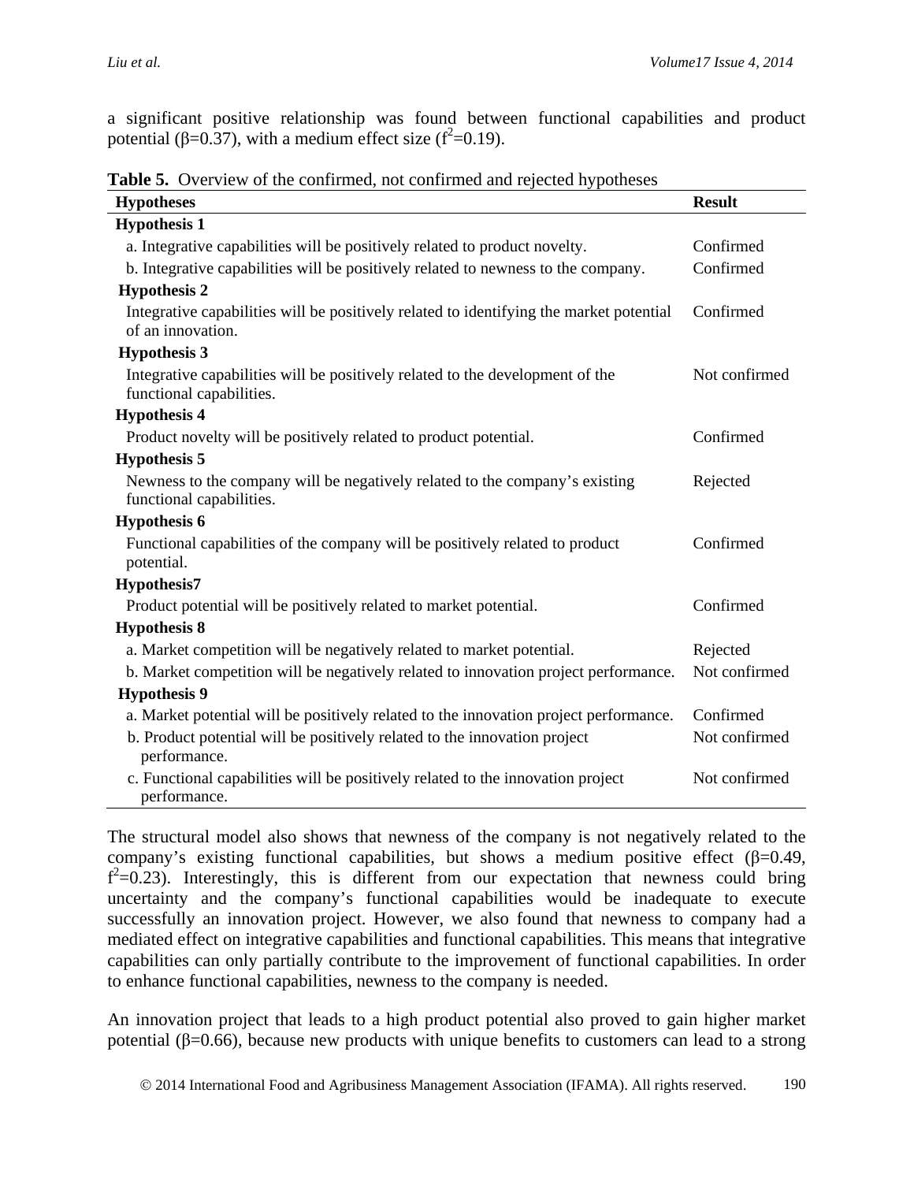a significant positive relationship was found between functional capabilities and product potential (β=0.37), with a medium effect size ($f^2$=0.19).

**Table 5.** Overview of the confirmed, not confirmed and rejected hypotheses

| Hypotheses | Result |
|---|---|
| **Hypothesis 1** | |
| a. Integrative capabilities will be positively related to product novelty. | Confirmed |
| b. Integrative capabilities will be positively related to newness to the company. | Confirmed |
| **Hypothesis 2** | |
| Integrative capabilities will be positively related to identifying the market potential of an innovation. | Confirmed |
| **Hypothesis 3** | |
| Integrative capabilities will be positively related to the development of the functional capabilities. | Not confirmed |
| **Hypothesis 4** | |
| Product novelty will be positively related to product potential. | Confirmed |
| **Hypothesis 5** | |
| Newness to the company will be negatively related to the company's existing functional capabilities. | Rejected |
| **Hypothesis 6** | |
| Functional capabilities of the company will be positively related to product potential. | Confirmed |
| **Hypothesis7** | |
| Product potential will be positively related to market potential. | Confirmed |
| **Hypothesis 8** | |
| a. Market competition will be negatively related to market potential. | Rejected |
| b. Market competition will be negatively related to innovation project performance. | Not confirmed |
| **Hypothesis 9** | |
| a. Market potential will be positively related to the innovation project performance. | Confirmed |
| b. Product potential will be positively related to the innovation project performance. | Not confirmed |
| c. Functional capabilities will be positively related to the innovation project performance. | Not confirmed |

The structural model also shows that newness of the company is not negatively related to the company's existing functional capabilities, but shows a medium positive effect (β=0.49, $f^2$=0.23). Interestingly, this is different from our expectation that newness could bring uncertainty and the company's functional capabilities would be inadequate to execute successfully an innovation project. However, we also found that newness to company had a mediated effect on integrative capabilities and functional capabilities. This means that integrative capabilities can only partially contribute to the improvement of functional capabilities. In order to enhance functional capabilities, newness to the company is needed.

An innovation project that leads to a high product potential also proved to gain higher market potential (β=0.66), because new products with unique benefits to customers can lead to a strong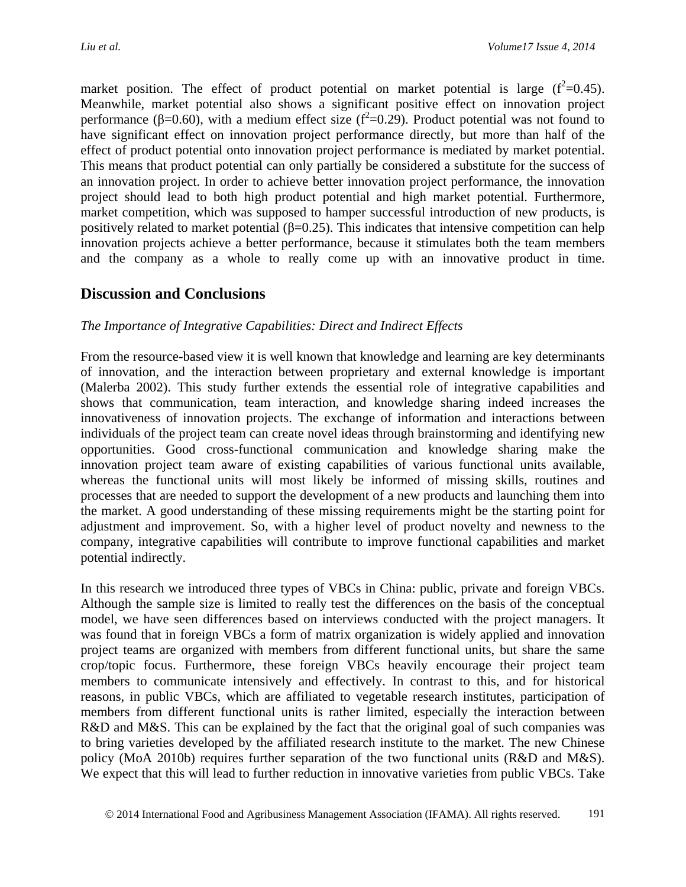market position. The effect of product potential on market potential is large ($f^2$=0.45). Meanwhile, market potential also shows a significant positive effect on innovation project performance (β=0.60), with a medium effect size ($f^2$=0.29). Product potential was not found to have significant effect on innovation project performance directly, but more than half of the effect of product potential onto innovation project performance is mediated by market potential. This means that product potential can only partially be considered a substitute for the success of an innovation project. In order to achieve better innovation project performance, the innovation project should lead to both high product potential and high market potential. Furthermore, market competition, which was supposed to hamper successful introduction of new products, is positively related to market potential (β=0.25). This indicates that intensive competition can help innovation projects achieve a better performance, because it stimulates both the team members and the company as a whole to really come up with an innovative product in time.

## Discussion and Conclusions

*The Importance of Integrative Capabilities: Direct and Indirect Effects*

From the resource-based view it is well known that knowledge and learning are key determinants of innovation, and the interaction between proprietary and external knowledge is important (Malerba 2002). This study further extends the essential role of integrative capabilities and shows that communication, team interaction, and knowledge sharing indeed increases the innovativeness of innovation projects. The exchange of information and interactions between individuals of the project team can create novel ideas through brainstorming and identifying new opportunities. Good cross-functional communication and knowledge sharing make the innovation project team aware of existing capabilities of various functional units available, whereas the functional units will most likely be informed of missing skills, routines and processes that are needed to support the development of a new products and launching them into the market. A good understanding of these missing requirements might be the starting point for adjustment and improvement. So, with a higher level of product novelty and newness to the company, integrative capabilities will contribute to improve functional capabilities and market potential indirectly.

In this research we introduced three types of VBCs in China: public, private and foreign VBCs. Although the sample size is limited to really test the differences on the basis of the conceptual model, we have seen differences based on interviews conducted with the project managers. It was found that in foreign VBCs a form of matrix organization is widely applied and innovation project teams are organized with members from different functional units, but share the same crop/topic focus. Furthermore, these foreign VBCs heavily encourage their project team members to communicate intensively and effectively. In contrast to this, and for historical reasons, in public VBCs, which are affiliated to vegetable research institutes, participation of members from different functional units is rather limited, especially the interaction between R&D and M&S. This can be explained by the fact that the original goal of such companies was to bring varieties developed by the affiliated research institute to the market. The new Chinese policy (MoA 2010b) requires further separation of the two functional units (R&D and M&S). We expect that this will lead to further reduction in innovative varieties from public VBCs. Take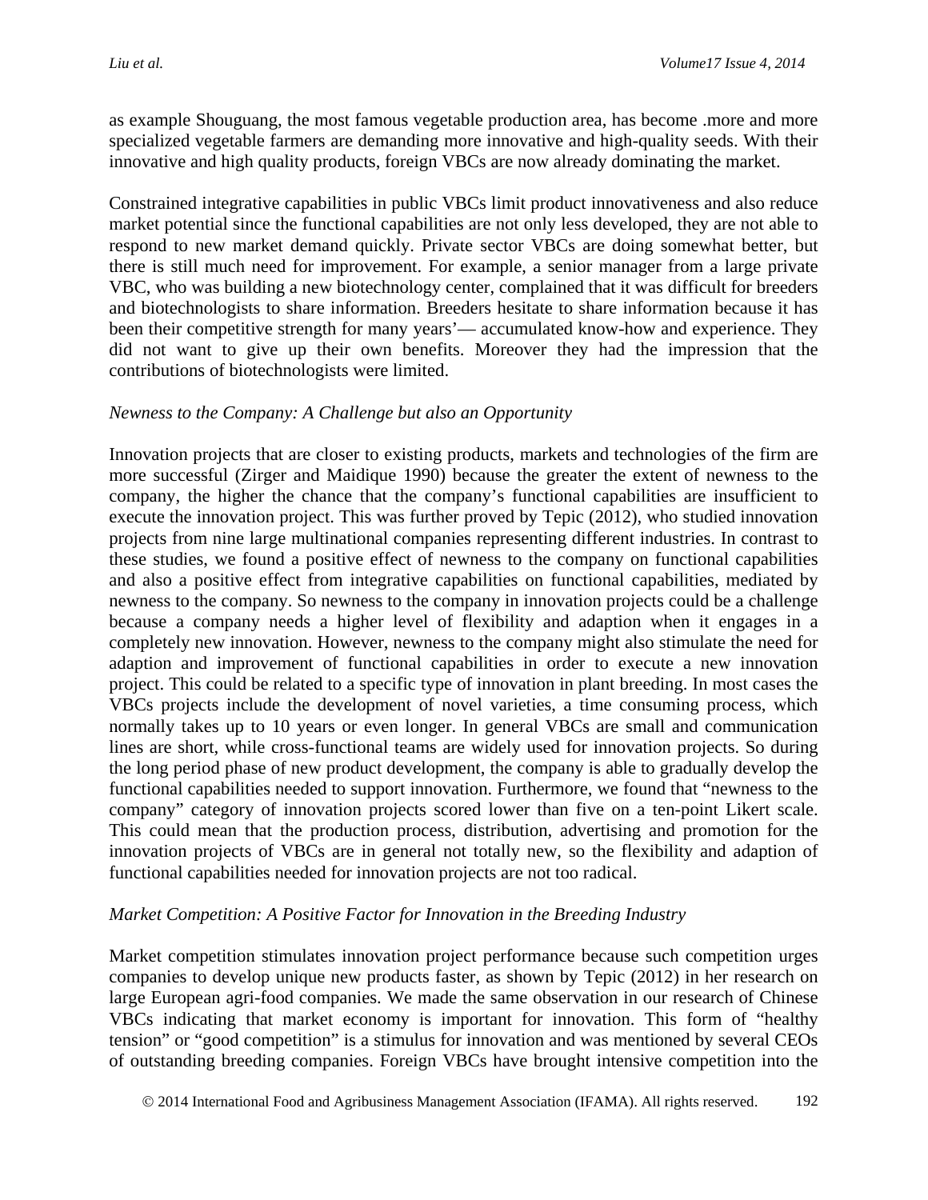as example Shouguang, the most famous vegetable production area, has become .more and more specialized vegetable farmers are demanding more innovative and high-quality seeds. With their innovative and high quality products, foreign VBCs are now already dominating the market.

Constrained integrative capabilities in public VBCs limit product innovativeness and also reduce market potential since the functional capabilities are not only less developed, they are not able to respond to new market demand quickly. Private sector VBCs are doing somewhat better, but there is still much need for improvement. For example, a senior manager from a large private VBC, who was building a new biotechnology center, complained that it was difficult for breeders and biotechnologists to share information. Breeders hesitate to share information because it has been their competitive strength for many years'— accumulated know-how and experience. They did not want to give up their own benefits. Moreover they had the impression that the contributions of biotechnologists were limited.

*Newness to the Company: A Challenge but also an Opportunity*

Innovation projects that are closer to existing products, markets and technologies of the firm are more successful (Zirger and Maidique 1990) because the greater the extent of newness to the company, the higher the chance that the company's functional capabilities are insufficient to execute the innovation project. This was further proved by Tepic (2012), who studied innovation projects from nine large multinational companies representing different industries. In contrast to these studies, we found a positive effect of newness to the company on functional capabilities and also a positive effect from integrative capabilities on functional capabilities, mediated by newness to the company. So newness to the company in innovation projects could be a challenge because a company needs a higher level of flexibility and adaption when it engages in a completely new innovation. However, newness to the company might also stimulate the need for adaption and improvement of functional capabilities in order to execute a new innovation project. This could be related to a specific type of innovation in plant breeding. In most cases the VBCs projects include the development of novel varieties, a time consuming process, which normally takes up to 10 years or even longer. In general VBCs are small and communication lines are short, while cross-functional teams are widely used for innovation projects. So during the long period phase of new product development, the company is able to gradually develop the functional capabilities needed to support innovation. Furthermore, we found that "newness to the company" category of innovation projects scored lower than five on a ten-point Likert scale. This could mean that the production process, distribution, advertising and promotion for the innovation projects of VBCs are in general not totally new, so the flexibility and adaption of functional capabilities needed for innovation projects are not too radical.

*Market Competition: A Positive Factor for Innovation in the Breeding Industry*

Market competition stimulates innovation project performance because such competition urges companies to develop unique new products faster, as shown by Tepic (2012) in her research on large European agri-food companies. We made the same observation in our research of Chinese VBCs indicating that market economy is important for innovation. This form of "healthy tension" or "good competition" is a stimulus for innovation and was mentioned by several CEOs of outstanding breeding companies. Foreign VBCs have brought intensive competition into the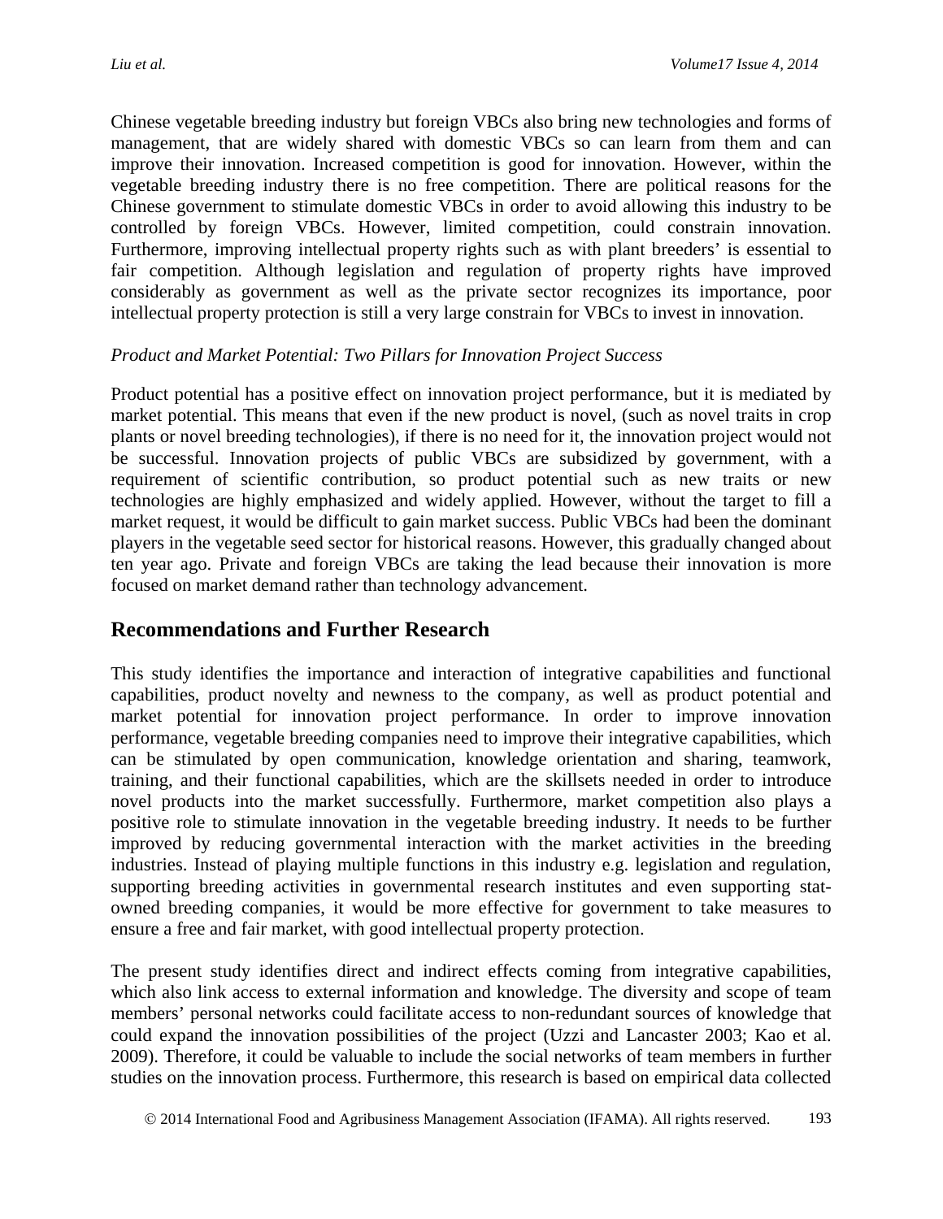Chinese vegetable breeding industry but foreign VBCs also bring new technologies and forms of management, that are widely shared with domestic VBCs so can learn from them and can improve their innovation. Increased competition is good for innovation. However, within the vegetable breeding industry there is no free competition. There are political reasons for the Chinese government to stimulate domestic VBCs in order to avoid allowing this industry to be controlled by foreign VBCs. However, limited competition, could constrain innovation. Furthermore, improving intellectual property rights such as with plant breeders' is essential to fair competition. Although legislation and regulation of property rights have improved considerably as government as well as the private sector recognizes its importance, poor intellectual property protection is still a very large constrain for VBCs to invest in innovation.

*Product and Market Potential: Two Pillars for Innovation Project Success*

Product potential has a positive effect on innovation project performance, but it is mediated by market potential. This means that even if the new product is novel, (such as novel traits in crop plants or novel breeding technologies), if there is no need for it, the innovation project would not be successful. Innovation projects of public VBCs are subsidized by government, with a requirement of scientific contribution, so product potential such as new traits or new technologies are highly emphasized and widely applied. However, without the target to fill a market request, it would be difficult to gain market success. Public VBCs had been the dominant players in the vegetable seed sector for historical reasons. However, this gradually changed about ten year ago. Private and foreign VBCs are taking the lead because their innovation is more focused on market demand rather than technology advancement.

## Recommendations and Further Research

This study identifies the importance and interaction of integrative capabilities and functional capabilities, product novelty and newness to the company, as well as product potential and market potential for innovation project performance. In order to improve innovation performance, vegetable breeding companies need to improve their integrative capabilities, which can be stimulated by open communication, knowledge orientation and sharing, teamwork, training, and their functional capabilities, which are the skillsets needed in order to introduce novel products into the market successfully. Furthermore, market competition also plays a positive role to stimulate innovation in the vegetable breeding industry. It needs to be further improved by reducing governmental interaction with the market activities in the breeding industries. Instead of playing multiple functions in this industry e.g. legislation and regulation, supporting breeding activities in governmental research institutes and even supporting stat-owned breeding companies, it would be more effective for government to take measures to ensure a free and fair market, with good intellectual property protection.

The present study identifies direct and indirect effects coming from integrative capabilities, which also link access to external information and knowledge. The diversity and scope of team members' personal networks could facilitate access to non-redundant sources of knowledge that could expand the innovation possibilities of the project (Uzzi and Lancaster 2003; Kao et al. 2009). Therefore, it could be valuable to include the social networks of team members in further studies on the innovation process. Furthermore, this research is based on empirical data collected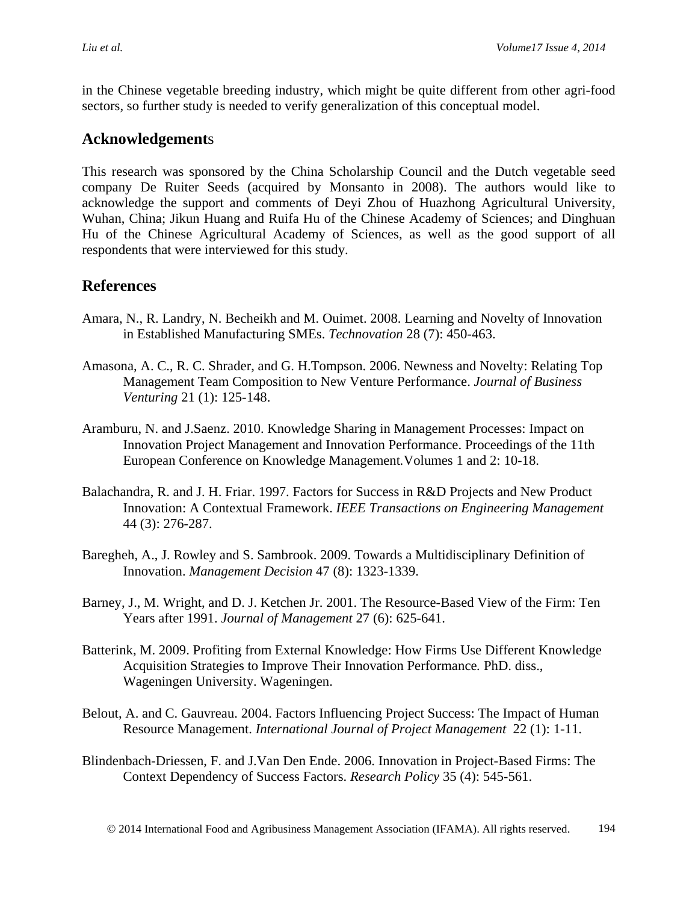in the Chinese vegetable breeding industry, which might be quite different from other agri-food sectors, so further study is needed to verify generalization of this conceptual model.

## Acknowledgements

This research was sponsored by the China Scholarship Council and the Dutch vegetable seed company De Ruiter Seeds (acquired by Monsanto in 2008). The authors would like to acknowledge the support and comments of Deyi Zhou of Huazhong Agricultural University, Wuhan, China; Jikun Huang and Ruifa Hu of the Chinese Academy of Sciences; and Dinghuan Hu of the Chinese Agricultural Academy of Sciences, as well as the good support of all respondents that were interviewed for this study.

## References

Amara, N., R. Landry, N. Becheikh and M. Ouimet. 2008. Learning and Novelty of Innovation in Established Manufacturing SMEs. *Technovation* 28 (7): 450-463.

Amasona, A. C., R. C. Shrader, and G. H.Tompson. 2006. Newness and Novelty: Relating Top Management Team Composition to New Venture Performance. *Journal of Business Venturing* 21 (1): 125-148.

Aramburu, N. and J.Saenz. 2010. Knowledge Sharing in Management Processes: Impact on Innovation Project Management and Innovation Performance. Proceedings of the 11th European Conference on Knowledge Management.Volumes 1 and 2: 10-18.

Balachandra, R. and J. H. Friar. 1997. Factors for Success in R&D Projects and New Product Innovation: A Contextual Framework. *IEEE Transactions on Engineering Management* 44 (3): 276-287.

Baregheh, A., J. Rowley and S. Sambrook. 2009. Towards a Multidisciplinary Definition of Innovation. *Management Decision* 47 (8): 1323-1339.

Barney, J., M. Wright, and D. J. Ketchen Jr. 2001. The Resource-Based View of the Firm: Ten Years after 1991. *Journal of Management* 27 (6): 625-641.

Batterink, M. 2009. Profiting from External Knowledge: How Firms Use Different Knowledge Acquisition Strategies to Improve Their Innovation Performance. PhD. diss., Wageningen University. Wageningen.

Belout, A. and C. Gauvreau. 2004. Factors Influencing Project Success: The Impact of Human Resource Management. *International Journal of Project Management* 22 (1): 1-11.

Blindenbach-Driessen, F. and J.Van Den Ende. 2006. Innovation in Project-Based Firms: The Context Dependency of Success Factors. *Research Policy* 35 (4): 545-561.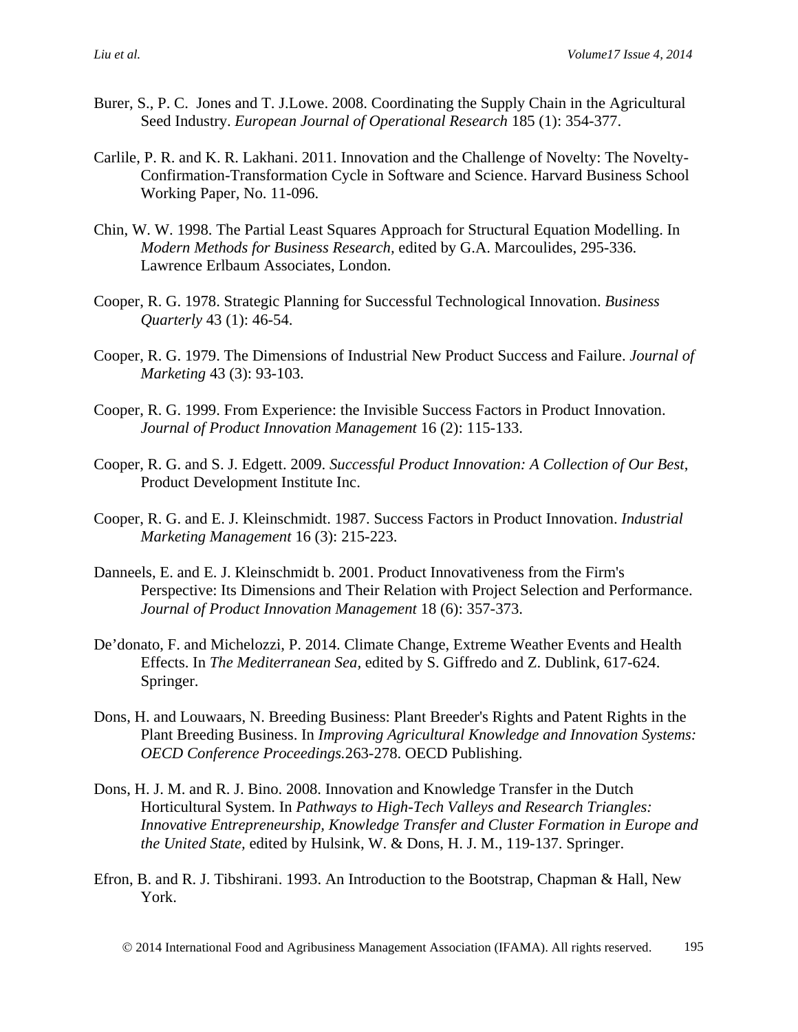Burer, S., P. C. Jones and T. J.Lowe. 2008. Coordinating the Supply Chain in the Agricultural Seed Industry. *European Journal of Operational Research* 185 (1): 354-377.

Carlile, P. R. and K. R. Lakhani. 2011. Innovation and the Challenge of Novelty: The Novelty-Confirmation-Transformation Cycle in Software and Science. Harvard Business School Working Paper, No. 11-096.

Chin, W. W. 1998. The Partial Least Squares Approach for Structural Equation Modelling. In *Modern Methods for Business Research,* edited by G.A. Marcoulides, 295-336. Lawrence Erlbaum Associates, London.

Cooper, R. G. 1978. Strategic Planning for Successful Technological Innovation. *Business Quarterly* 43 (1): 46-54.

Cooper, R. G. 1979. The Dimensions of Industrial New Product Success and Failure. *Journal of Marketing* 43 (3): 93-103.

Cooper, R. G. 1999. From Experience: the Invisible Success Factors in Product Innovation. *Journal of Product Innovation Management* 16 (2): 115-133.

Cooper, R. G. and S. J. Edgett. 2009. *Successful Product Innovation: A Collection of Our Best*, Product Development Institute Inc.

Cooper, R. G. and E. J. Kleinschmidt. 1987. Success Factors in Product Innovation. *Industrial Marketing Management* 16 (3): 215-223.

Danneels, E. and E. J. Kleinschmidt b. 2001. Product Innovativeness from the Firm's Perspective: Its Dimensions and Their Relation with Project Selection and Performance. *Journal of Product Innovation Management* 18 (6): 357-373.

De'donato, F. and Michelozzi, P. 2014. Climate Change, Extreme Weather Events and Health Effects. In *The Mediterranean Sea,* edited by S. Giffredo and Z. Dublink, 617-624. Springer.

Dons, H. and Louwaars, N. Breeding Business: Plant Breeder's Rights and Patent Rights in the Plant Breeding Business. In *Improving Agricultural Knowledge and Innovation Systems: OECD Conference Proceedings.*263-278. OECD Publishing.

Dons, H. J. M. and R. J. Bino. 2008. Innovation and Knowledge Transfer in the Dutch Horticultural System. In *Pathways to High-Tech Valleys and Research Triangles: Innovative Entrepreneurship, Knowledge Transfer and Cluster Formation in Europe and the United State,* edited by Hulsink, W. & Dons, H. J. M., 119-137. Springer.

Efron, B. and R. J. Tibshirani. 1993. An Introduction to the Bootstrap, Chapman & Hall, New York.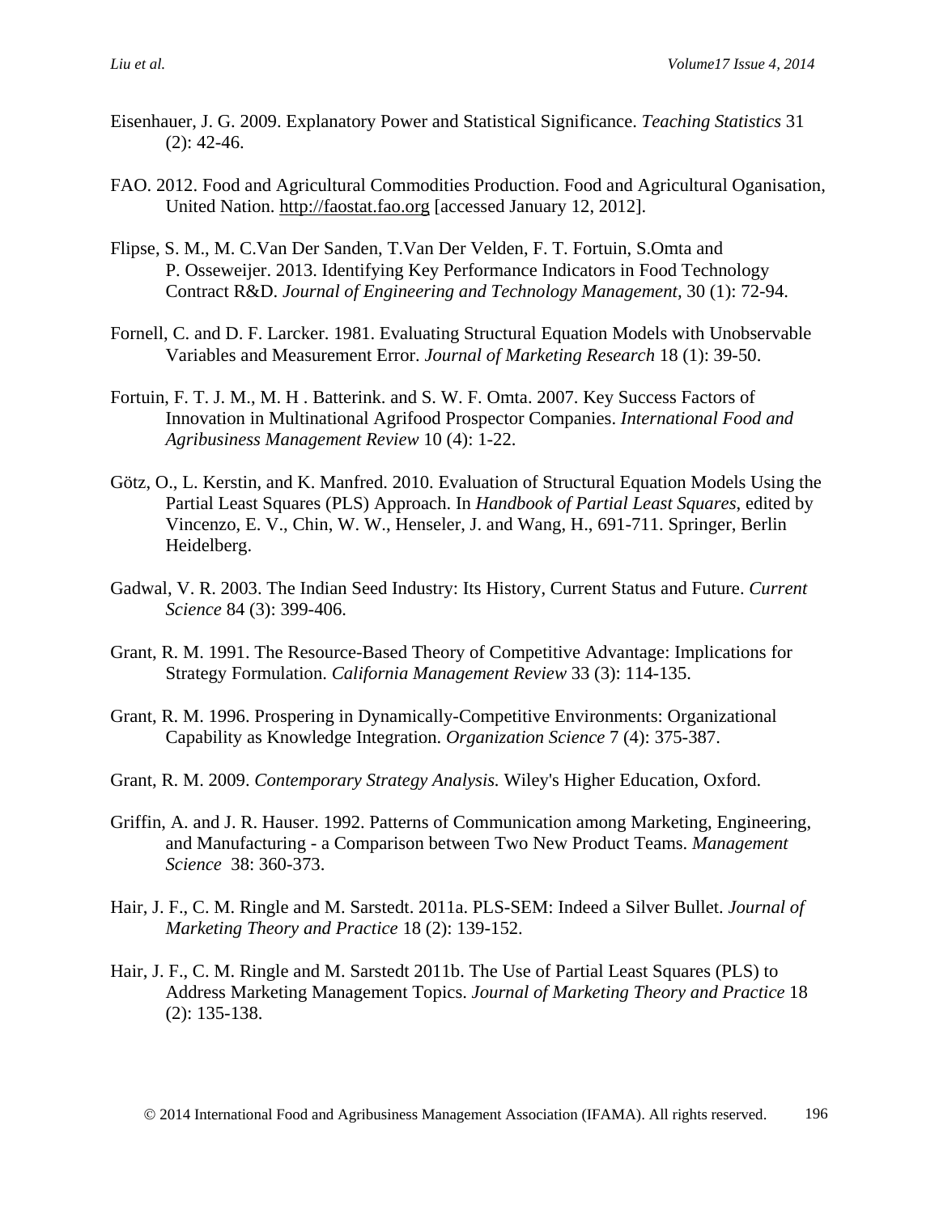Eisenhauer, J. G. 2009. Explanatory Power and Statistical Significance. *Teaching Statistics* 31 (2): 42-46.

FAO. 2012. Food and Agricultural Commodities Production. Food and Agricultural Oganisation, United Nation. http://faostat.fao.org [accessed January 12, 2012].

Flipse, S. M., M. C.Van Der Sanden, T.Van Der Velden, F. T. Fortuin, S.Omta and P. Osseweijer. 2013. Identifying Key Performance Indicators in Food Technology Contract R&D. *Journal of Engineering and Technology Management*, 30 (1): 72-94.

Fornell, C. and D. F. Larcker. 1981. Evaluating Structural Equation Models with Unobservable Variables and Measurement Error. *Journal of Marketing Research* 18 (1): 39-50.

Fortuin, F. T. J. M., M. H . Batterink. and S. W. F. Omta. 2007. Key Success Factors of Innovation in Multinational Agrifood Prospector Companies. *International Food and Agribusiness Management Review* 10 (4): 1-22.

Götz, O., L. Kerstin, and K. Manfred. 2010. Evaluation of Structural Equation Models Using the Partial Least Squares (PLS) Approach. In *Handbook of Partial Least Squares*, edited by Vincenzo, E. V., Chin, W. W., Henseler, J. and Wang, H., 691-711. Springer, Berlin Heidelberg.

Gadwal, V. R. 2003. The Indian Seed Industry: Its History, Current Status and Future. *Current Science* 84 (3): 399-406.

Grant, R. M. 1991. The Resource-Based Theory of Competitive Advantage: Implications for Strategy Formulation. *California Management Review* 33 (3): 114-135.

Grant, R. M. 1996. Prospering in Dynamically-Competitive Environments: Organizational Capability as Knowledge Integration. *Organization Science* 7 (4): 375-387.

Grant, R. M. 2009. *Contemporary Strategy Analysis.* Wiley's Higher Education, Oxford.

Griffin, A. and J. R. Hauser. 1992. Patterns of Communication among Marketing, Engineering, and Manufacturing - a Comparison between Two New Product Teams. *Management Science* 38: 360-373.

Hair, J. F., C. M. Ringle and M. Sarstedt. 2011a. PLS-SEM: Indeed a Silver Bullet. *Journal of Marketing Theory and Practice* 18 (2): 139-152.

Hair, J. F., C. M. Ringle and M. Sarstedt 2011b. The Use of Partial Least Squares (PLS) to Address Marketing Management Topics. *Journal of Marketing Theory and Practice* 18 (2): 135-138.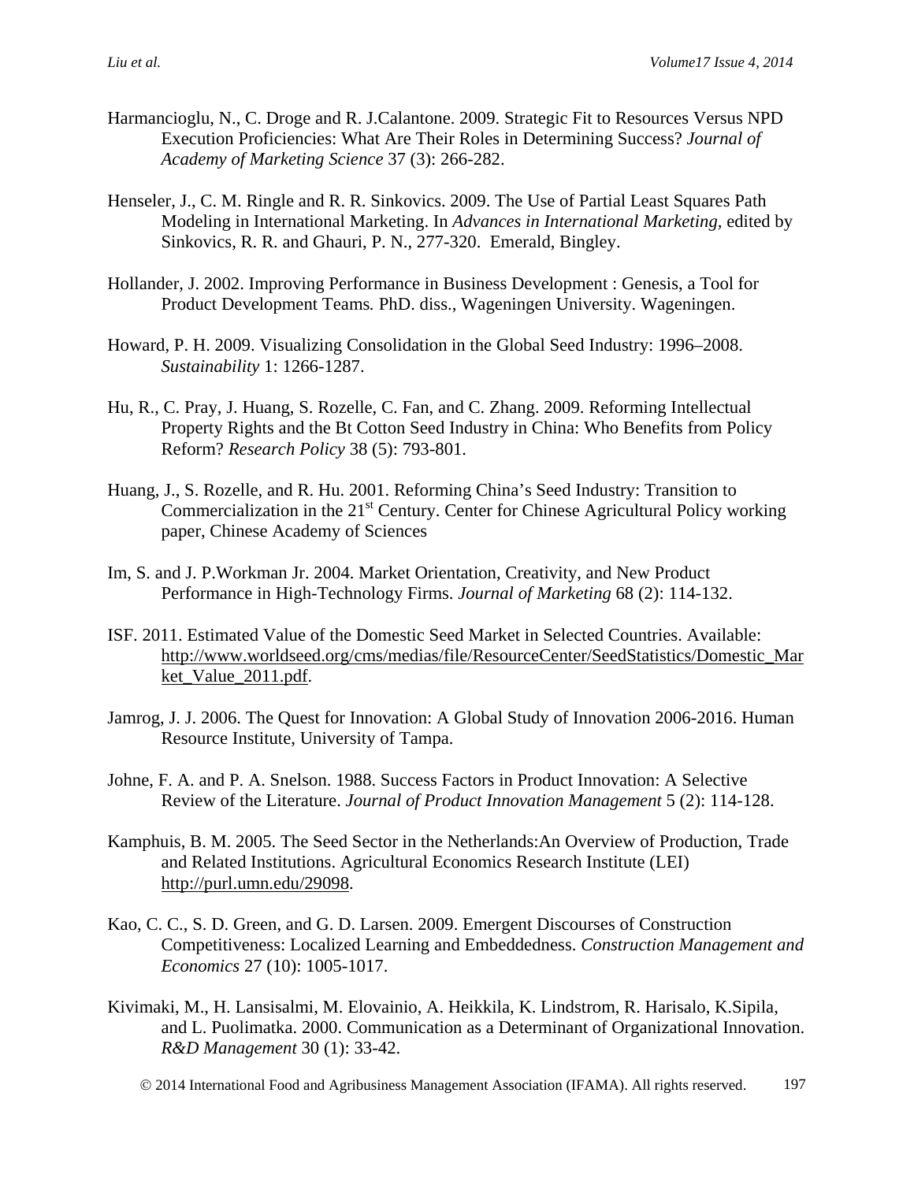Harmancioglu, N., C. Droge and R. J.Calantone. 2009. Strategic Fit to Resources Versus NPD Execution Proficiencies: What Are Their Roles in Determining Success? *Journal of Academy of Marketing Science* 37 (3): 266-282.

Henseler, J., C. M. Ringle and R. R. Sinkovics. 2009. The Use of Partial Least Squares Path Modeling in International Marketing. In *Advances in International Marketing*, edited by Sinkovics, R. R. and Ghauri, P. N., 277-320. Emerald, Bingley.

Hollander, J. 2002. Improving Performance in Business Development : Genesis, a Tool for Product Development Teams*.* PhD. diss., Wageningen University. Wageningen.

Howard, P. H. 2009. Visualizing Consolidation in the Global Seed Industry: 1996–2008. *Sustainability* 1: 1266-1287.

Hu, R., C. Pray, J. Huang, S. Rozelle, C. Fan, and C. Zhang. 2009. Reforming Intellectual Property Rights and the Bt Cotton Seed Industry in China: Who Benefits from Policy Reform? *Research Policy* 38 (5): 793-801.

Huang, J., S. Rozelle, and R. Hu. 2001. Reforming China's Seed Industry: Transition to Commercialization in the 21st Century. Center for Chinese Agricultural Policy working paper, Chinese Academy of Sciences

Im, S. and J. P.Workman Jr. 2004. Market Orientation, Creativity, and New Product Performance in High-Technology Firms. *Journal of Marketing* 68 (2): 114-132.

ISF. 2011. Estimated Value of the Domestic Seed Market in Selected Countries. Available: http://www.worldseed.org/cms/medias/file/ResourceCenter/SeedStatistics/Domestic_Market_Value_2011.pdf.

Jamrog, J. J. 2006. The Quest for Innovation: A Global Study of Innovation 2006-2016. Human Resource Institute, University of Tampa.

Johne, F. A. and P. A. Snelson. 1988. Success Factors in Product Innovation: A Selective Review of the Literature. *Journal of Product Innovation Management* 5 (2): 114-128.

Kamphuis, B. M. 2005. The Seed Sector in the Netherlands:An Overview of Production, Trade and Related Institutions. Agricultural Economics Research Institute (LEI) http://purl.umn.edu/29098.

Kao, C. C., S. D. Green, and G. D. Larsen. 2009. Emergent Discourses of Construction Competitiveness: Localized Learning and Embeddedness. *Construction Management and Economics* 27 (10): 1005-1017.

Kivimaki, M., H. Lansisalmi, M. Elovainio, A. Heikkila, K. Lindstrom, R. Harisalo, K.Sipila, and L. Puolimatka. 2000. Communication as a Determinant of Organizational Innovation. *R&D Management* 30 (1): 33-42.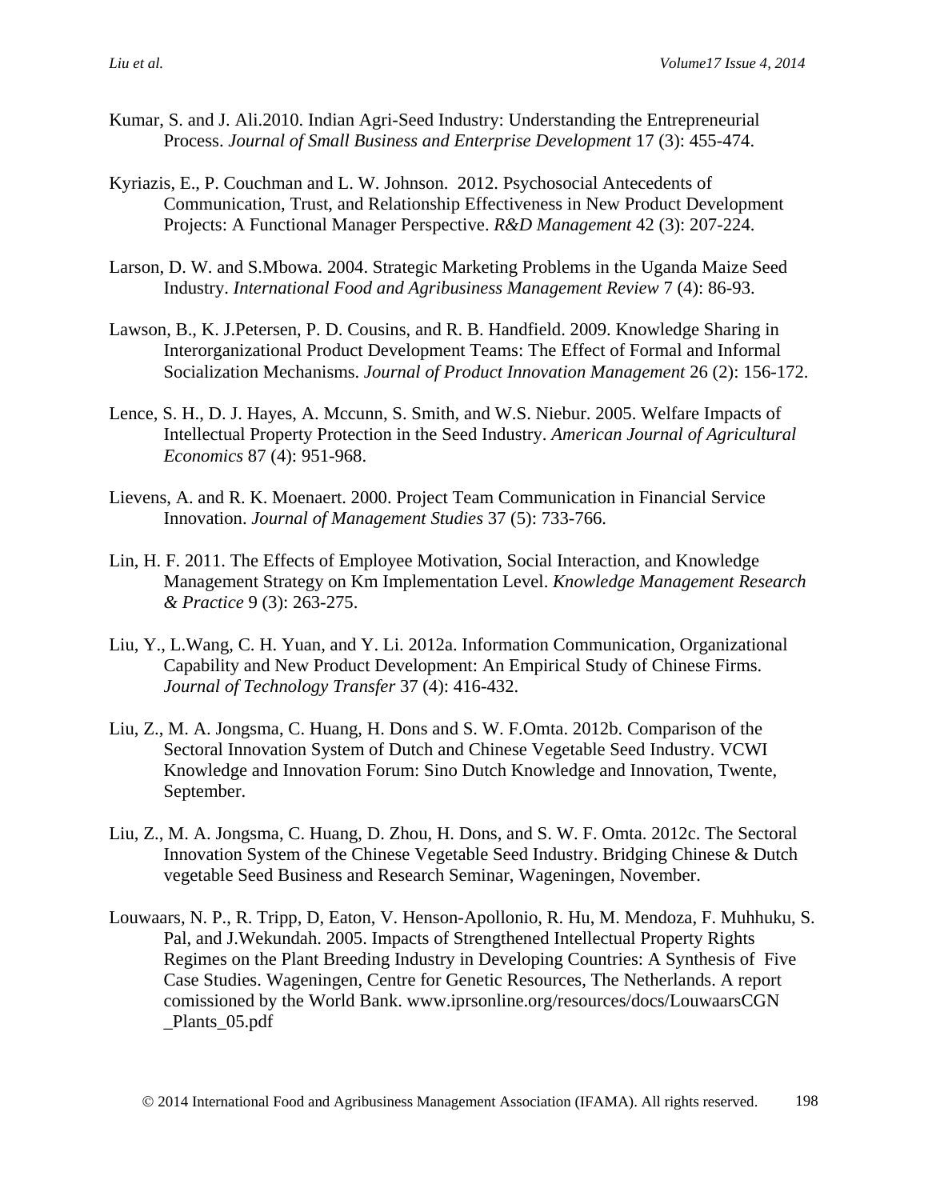Kumar, S. and J. Ali.2010. Indian Agri-Seed Industry: Understanding the Entrepreneurial Process. *Journal of Small Business and Enterprise Development* 17 (3): 455-474.

Kyriazis, E., P. Couchman and L. W. Johnson. 2012. Psychosocial Antecedents of Communication, Trust, and Relationship Effectiveness in New Product Development Projects: A Functional Manager Perspective. *R&D Management* 42 (3): 207-224.

Larson, D. W. and S.Mbowa. 2004. Strategic Marketing Problems in the Uganda Maize Seed Industry. *International Food and Agribusiness Management Review* 7 (4): 86-93.

Lawson, B., K. J.Petersen, P. D. Cousins, and R. B. Handfield. 2009. Knowledge Sharing in Interorganizational Product Development Teams: The Effect of Formal and Informal Socialization Mechanisms. *Journal of Product Innovation Management* 26 (2): 156-172.

Lence, S. H., D. J. Hayes, A. Mccunn, S. Smith, and W.S. Niebur. 2005. Welfare Impacts of Intellectual Property Protection in the Seed Industry. *American Journal of Agricultural Economics* 87 (4): 951-968.

Lievens, A. and R. K. Moenaert. 2000. Project Team Communication in Financial Service Innovation. *Journal of Management Studies* 37 (5): 733-766.

Lin, H. F. 2011. The Effects of Employee Motivation, Social Interaction, and Knowledge Management Strategy on Km Implementation Level. *Knowledge Management Research & Practice* 9 (3): 263-275.

Liu, Y., L.Wang, C. H. Yuan, and Y. Li. 2012a. Information Communication, Organizational Capability and New Product Development: An Empirical Study of Chinese Firms. *Journal of Technology Transfer* 37 (4): 416-432.

Liu, Z., M. A. Jongsma, C. Huang, H. Dons and S. W. F.Omta. 2012b. Comparison of the Sectoral Innovation System of Dutch and Chinese Vegetable Seed Industry. VCWI Knowledge and Innovation Forum: Sino Dutch Knowledge and Innovation, Twente, September.

Liu, Z., M. A. Jongsma, C. Huang, D. Zhou, H. Dons, and S. W. F. Omta. 2012c. The Sectoral Innovation System of the Chinese Vegetable Seed Industry. Bridging Chinese & Dutch vegetable Seed Business and Research Seminar, Wageningen, November.

Louwaars, N. P., R. Tripp, D, Eaton, V. Henson-Apollonio, R. Hu, M. Mendoza, F. Muhhuku, S. Pal, and J.Wekundah. 2005. Impacts of Strengthened Intellectual Property Rights Regimes on the Plant Breeding Industry in Developing Countries: A Synthesis of Five Case Studies. Wageningen, Centre for Genetic Resources, The Netherlands. A report comissioned by the World Bank. www.iprsonline.org/resources/docs/LouwaarsCGN_Plants_05.pdf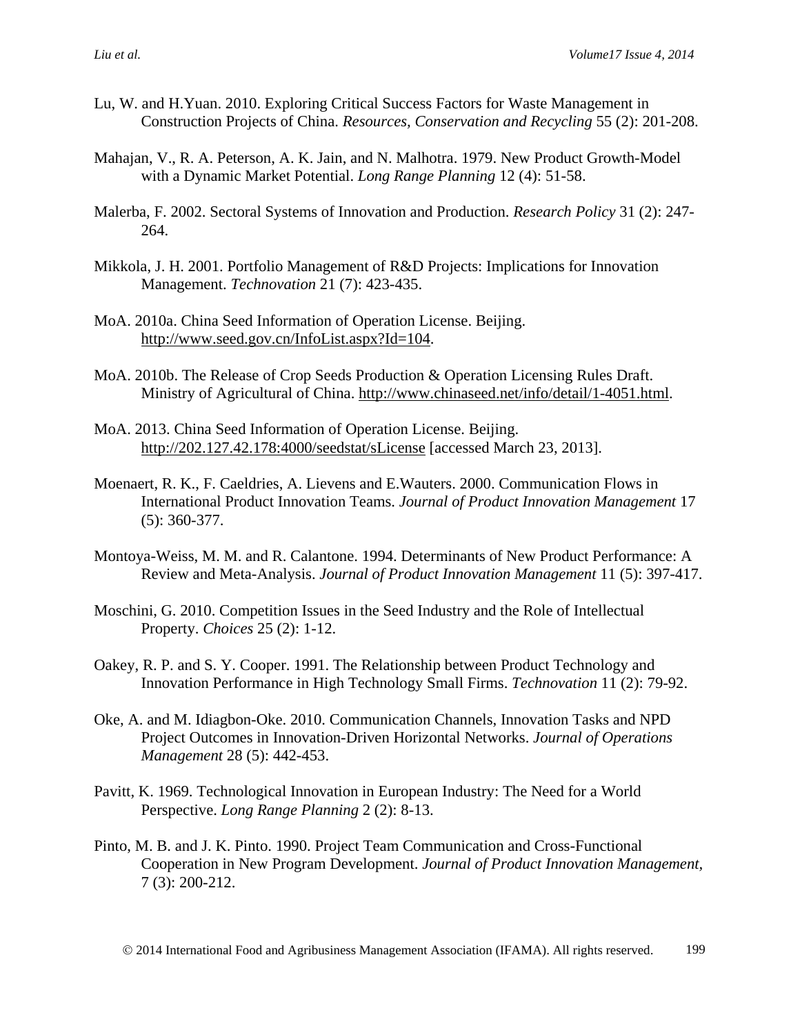Lu, W. and H.Yuan. 2010. Exploring Critical Success Factors for Waste Management in Construction Projects of China. *Resources, Conservation and Recycling* 55 (2): 201-208.

Mahajan, V., R. A. Peterson, A. K. Jain, and N. Malhotra. 1979. New Product Growth-Model with a Dynamic Market Potential. *Long Range Planning* 12 (4): 51-58.

Malerba, F. 2002. Sectoral Systems of Innovation and Production. *Research Policy* 31 (2): 247-264.

Mikkola, J. H. 2001. Portfolio Management of R&D Projects: Implications for Innovation Management. *Technovation* 21 (7): 423-435.

MoA. 2010a. China Seed Information of Operation License. Beijing. http://www.seed.gov.cn/InfoList.aspx?Id=104.

MoA. 2010b. The Release of Crop Seeds Production & Operation Licensing Rules Draft. Ministry of Agricultural of China. http://www.chinaseed.net/info/detail/1-4051.html.

MoA. 2013. China Seed Information of Operation License. Beijing. http://202.127.42.178:4000/seedstat/sLicense [accessed March 23, 2013].

Moenaert, R. K., F. Caeldries, A. Lievens and E.Wauters. 2000. Communication Flows in International Product Innovation Teams. *Journal of Product Innovation Management* 17 (5): 360-377.

Montoya-Weiss, M. M. and R. Calantone. 1994. Determinants of New Product Performance: A Review and Meta-Analysis. *Journal of Product Innovation Management* 11 (5): 397-417.

Moschini, G. 2010. Competition Issues in the Seed Industry and the Role of Intellectual Property. *Choices* 25 (2): 1-12.

Oakey, R. P. and S. Y. Cooper. 1991. The Relationship between Product Technology and Innovation Performance in High Technology Small Firms. *Technovation* 11 (2): 79-92.

Oke, A. and M. Idiagbon-Oke. 2010. Communication Channels, Innovation Tasks and NPD Project Outcomes in Innovation-Driven Horizontal Networks. *Journal of Operations Management* 28 (5): 442-453.

Pavitt, K. 1969. Technological Innovation in European Industry: The Need for a World Perspective. *Long Range Planning* 2 (2): 8-13.

Pinto, M. B. and J. K. Pinto. 1990. Project Team Communication and Cross-Functional Cooperation in New Program Development. *Journal of Product Innovation Management*, 7 (3): 200-212.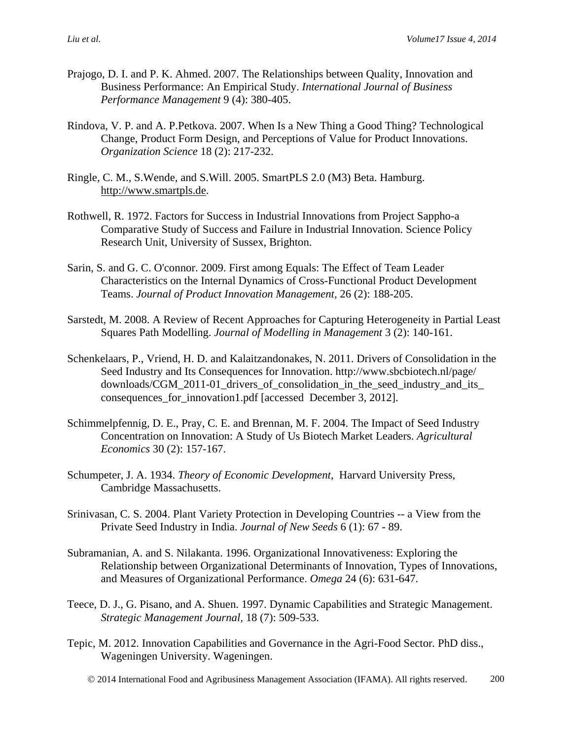Prajogo, D. I. and P. K. Ahmed. 2007. The Relationships between Quality, Innovation and Business Performance: An Empirical Study. *International Journal of Business Performance Management* 9 (4): 380-405.

Rindova, V. P. and A. P.Petkova. 2007. When Is a New Thing a Good Thing? Technological Change, Product Form Design, and Perceptions of Value for Product Innovations. *Organization Science* 18 (2): 217-232.

Ringle, C. M., S.Wende, and S.Will. 2005. SmartPLS 2.0 (M3) Beta. Hamburg. http://www.smartpls.de.

Rothwell, R. 1972. Factors for Success in Industrial Innovations from Project Sappho-a Comparative Study of Success and Failure in Industrial Innovation. Science Policy Research Unit, University of Sussex, Brighton.

Sarin, S. and G. C. O'connor. 2009. First among Equals: The Effect of Team Leader Characteristics on the Internal Dynamics of Cross-Functional Product Development Teams. *Journal of Product Innovation Management,* 26 (2): 188-205.

Sarstedt, M. 2008. A Review of Recent Approaches for Capturing Heterogeneity in Partial Least Squares Path Modelling. *Journal of Modelling in Management* 3 (2): 140-161.

Schenkelaars, P., Vriend, H. D. and Kalaitzandonakes, N. 2011. Drivers of Consolidation in the Seed Industry and Its Consequences for Innovation. http://www.sbcbiotech.nl/page/downloads/CGM_2011-01_drivers_of_consolidation_in_the_seed_industry_and_its_consequences_for_innovation1.pdf [accessed December 3, 2012].

Schimmelpfennig, D. E., Pray, C. E. and Brennan, M. F. 2004. The Impact of Seed Industry Concentration on Innovation: A Study of Us Biotech Market Leaders. *Agricultural Economics* 30 (2): 157-167.

Schumpeter, J. A. 1934. *Theory of Economic Development,* Harvard University Press, Cambridge Massachusetts.

Srinivasan, C. S. 2004. Plant Variety Protection in Developing Countries -- a View from the Private Seed Industry in India. *Journal of New Seeds* 6 (1): 67 - 89.

Subramanian, A. and S. Nilakanta. 1996. Organizational Innovativeness: Exploring the Relationship between Organizational Determinants of Innovation, Types of Innovations, and Measures of Organizational Performance. *Omega* 24 (6): 631-647.

Teece, D. J., G. Pisano, and A. Shuen. 1997. Dynamic Capabilities and Strategic Management. *Strategic Management Journal,* 18 (7): 509-533.

Tepic, M. 2012. Innovation Capabilities and Governance in the Agri-Food Sector. PhD diss., Wageningen University. Wageningen.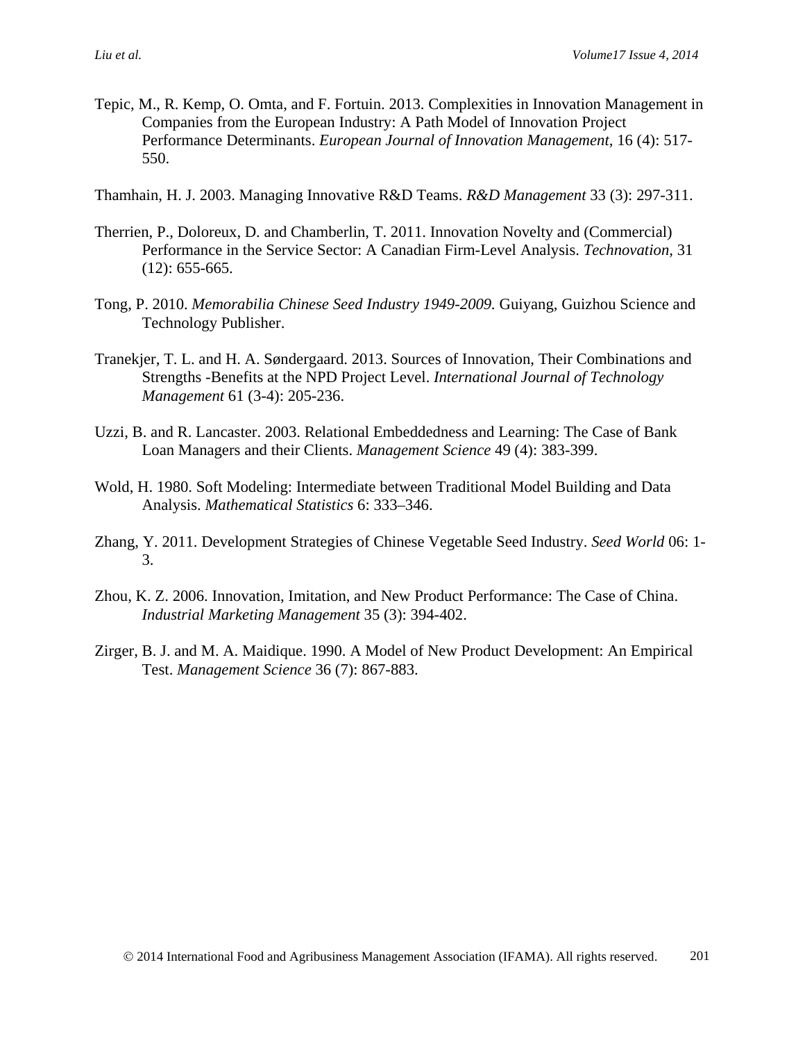Tepic, M., R. Kemp, O. Omta, and F. Fortuin. 2013. Complexities in Innovation Management in Companies from the European Industry: A Path Model of Innovation Project Performance Determinants. *European Journal of Innovation Management*, 16 (4): 517-550.

Thamhain, H. J. 2003. Managing Innovative R&D Teams. *R&D Management* 33 (3): 297-311.

Therrien, P., Doloreux, D. and Chamberlin, T. 2011. Innovation Novelty and (Commercial) Performance in the Service Sector: A Canadian Firm-Level Analysis. *Technovation*, 31 (12): 655-665.

Tong, P. 2010. *Memorabilia Chinese Seed Industry 1949-2009*. Guiyang, Guizhou Science and Technology Publisher.

Tranekjer, T. L. and H. A. Søndergaard. 2013. Sources of Innovation, Their Combinations and Strengths -Benefits at the NPD Project Level. *International Journal of Technology Management* 61 (3-4): 205-236.

Uzzi, B. and R. Lancaster. 2003. Relational Embeddedness and Learning: The Case of Bank Loan Managers and their Clients. *Management Science* 49 (4): 383-399.

Wold, H. 1980. Soft Modeling: Intermediate between Traditional Model Building and Data Analysis. *Mathematical Statistics* 6: 333–346.

Zhang, Y. 2011. Development Strategies of Chinese Vegetable Seed Industry. *Seed World* 06: 1-3.

Zhou, K. Z. 2006. Innovation, Imitation, and New Product Performance: The Case of China. *Industrial Marketing Management* 35 (3): 394-402.

Zirger, B. J. and M. A. Maidique. 1990. A Model of New Product Development: An Empirical Test. *Management Science* 36 (7): 867-883.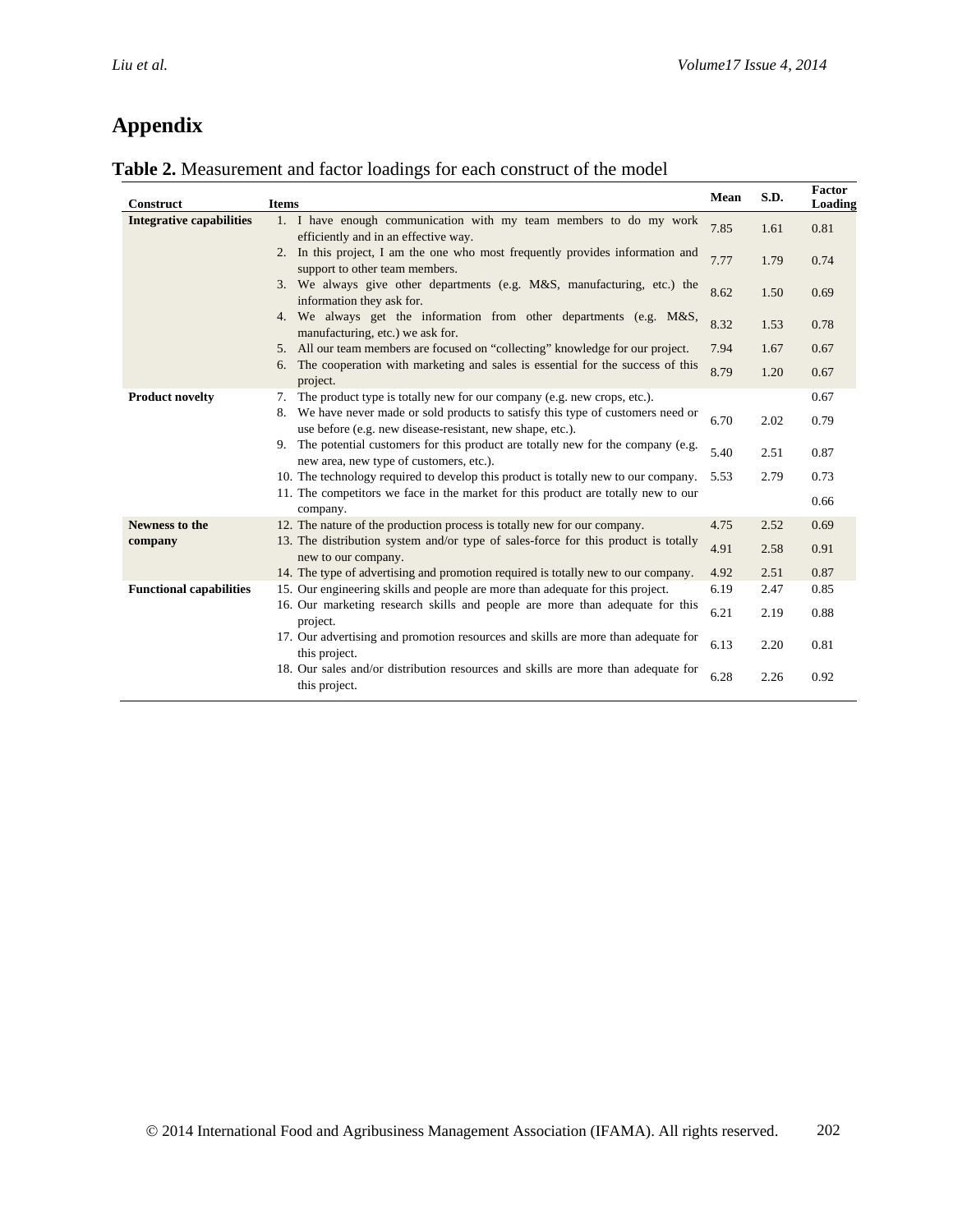# Appendix

**Table 2.** Measurement and factor loadings for each construct of the model

| Construct | Items | Mean | S.D. | Factor Loading |
|---|---|---|---|---|
| **Integrative capabilities** | 1. I have enough communication with my team members to do my work efficiently and in an effective way. | 7.85 | 1.61 | 0.81 |
| | 2. In this project, I am the one who most frequently provides information and support to other team members. | 7.77 | 1.79 | 0.74 |
| | 3. We always give other departments (e.g. M&S, manufacturing, etc.) the information they ask for. | 8.62 | 1.50 | 0.69 |
| | 4. We always get the information from other departments (e.g. M&S, manufacturing, etc.) we ask for. | 8.32 | 1.53 | 0.78 |
| | 5. All our team members are focused on "collecting" knowledge for our project. | 7.94 | 1.67 | 0.67 |
| | 6. The cooperation with marketing and sales is essential for the success of this project. | 8.79 | 1.20 | 0.67 |
| **Product novelty** | 7. The product type is totally new for our company (e.g. new crops, etc.). | | | 0.67 |
| | 8. We have never made or sold products to satisfy this type of customers need or use before (e.g. new disease-resistant, new shape, etc.). | 6.70 | 2.02 | 0.79 |
| | 9. The potential customers for this product are totally new for the company (e.g. new area, new type of customers, etc.). | 5.40 | 2.51 | 0.87 |
| | 10. The technology required to develop this product is totally new to our company. | 5.53 | 2.79 | 0.73 |
| | 11. The competitors we face in the market for this product are totally new to our company. | | | 0.66 |
| **Newness to the company** | 12. The nature of the production process is totally new for our company. | 4.75 | 2.52 | 0.69 |
| | 13. The distribution system and/or type of sales-force for this product is totally new to our company. | 4.91 | 2.58 | 0.91 |
| | 14. The type of advertising and promotion required is totally new to our company. | 4.92 | 2.51 | 0.87 |
| **Functional capabilities** | 15. Our engineering skills and people are more than adequate for this project. | 6.19 | 2.47 | 0.85 |
| | 16. Our marketing research skills and people are more than adequate for this project. | 6.21 | 2.19 | 0.88 |
| | 17. Our advertising and promotion resources and skills are more than adequate for this project. | 6.13 | 2.20 | 0.81 |
| | 18. Our sales and/or distribution resources and skills are more than adequate for this project. | 6.28 | 2.26 | 0.92 |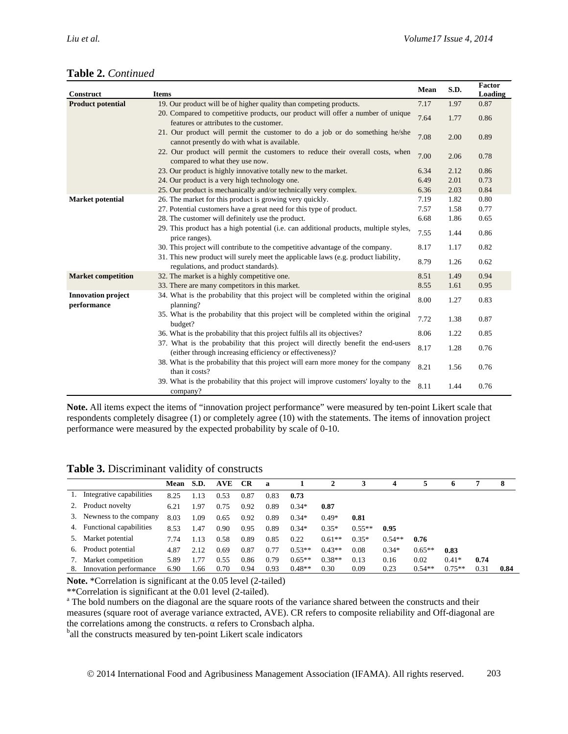**Table 2.** *Continued*

| Construct | Items | Mean | S.D. | Factor Loading |
|---|---|---|---|---|
| **Product potential** | 19. Our product will be of higher quality than competing products. | 7.17 | 1.97 | 0.87 |
| | 20. Compared to competitive products, our product will offer a number of unique features or attributes to the customer. | 7.64 | 1.77 | 0.86 |
| | 21. Our product will permit the customer to do a job or do something he/she cannot presently do with what is available. | 7.08 | 2.00 | 0.89 |
| | 22. Our product will permit the customers to reduce their overall costs, when compared to what they use now. | 7.00 | 2.06 | 0.78 |
| | 23. Our product is highly innovative totally new to the market. | 6.34 | 2.12 | 0.86 |
| | 24. Our product is a very high technology one. | 6.49 | 2.01 | 0.73 |
| | 25. Our product is mechanically and/or technically very complex. | 6.36 | 2.03 | 0.84 |
| **Market potential** | 26. The market for this product is growing very quickly. | 7.19 | 1.82 | 0.80 |
| | 27. Potential customers have a great need for this type of product. | 7.57 | 1.58 | 0.77 |
| | 28. The customer will definitely use the product. | 6.68 | 1.86 | 0.65 |
| | 29. This product has a high potential (i.e. can additional products, multiple styles, price ranges). | 7.55 | 1.44 | 0.86 |
| | 30. This project will contribute to the competitive advantage of the company. | 8.17 | 1.17 | 0.82 |
| | 31. This new product will surely meet the applicable laws (e.g. product liability, regulations, and product standards). | 8.79 | 1.26 | 0.62 |
| **Market competition** | 32. The market is a highly competitive one. | 8.51 | 1.49 | 0.94 |
| | 33. There are many competitors in this market. | 8.55 | 1.61 | 0.95 |
| **Innovation project performance** | 34. What is the probability that this project will be completed within the original planning? | 8.00 | 1.27 | 0.83 |
| | 35. What is the probability that this project will be completed within the original budget? | 7.72 | 1.38 | 0.87 |
| | 36. What is the probability that this project fulfils all its objectives? | 8.06 | 1.22 | 0.85 |
| | 37. What is the probability that this project will directly benefit the end-users (either through increasing efficiency or effectiveness)? | 8.17 | 1.28 | 0.76 |
| | 38. What is the probability that this project will earn more money for the company than it costs? | 8.21 | 1.56 | 0.76 |
| | 39. What is the probability that this project will improve customers' loyalty to the company? | 8.11 | 1.44 | 0.76 |

**Note.** All items expect the items of "innovation project performance" were measured by ten-point Likert scale that respondents completely disagree (1) or completely agree (10) with the statements. The items of innovation project performance were measured by the expected probability by scale of 0-10.

**Table 3.** Discriminant validity of constructs

| | Mean | S.D. | AVE | CR | a | 1 | 2 | 3 | 4 | 5 | 6 | 7 | 8 |
|---|---|---|---|---|---|---|---|---|---|---|---|---|---|
| 1. Integrative capabilities | 8.25 | 1.13 | 0.53 | 0.87 | 0.83 | **0.73** | | | | | | | |
| 2. Product novelty | 6.21 | 1.97 | 0.75 | 0.92 | 0.89 | 0.34* | **0.87** | | | | | | |
| 3. Newness to the company | 8.03 | 1.09 | 0.65 | 0.92 | 0.89 | 0.34* | 0.49* | **0.81** | | | | | |
| 4. Functional capabilities | 8.53 | 1.47 | 0.90 | 0.95 | 0.89 | 0.34* | 0.35* | 0.55** | **0.95** | | | | |
| 5. Market potential | 7.74 | 1.13 | 0.58 | 0.89 | 0.85 | 0.22 | 0.61** | 0.35* | 0.54** | **0.76** | | | |
| 6. Product potential | 4.87 | 2.12 | 0.69 | 0.87 | 0.77 | 0.53** | 0.43** | 0.08 | 0.34* | 0.65** | **0.83** | | |
| 7. Market competition | 5.89 | 1.77 | 0.55 | 0.86 | 0.79 | 0.65** | 0.38** | 0.13 | 0.16 | 0.02 | 0.41* | **0.74** | |
| 8. Innovation performance | 6.90 | 1.66 | 0.70 | 0.94 | 0.93 | 0.48** | 0.30 | 0.09 | 0.23 | 0.54** | 0.75** | 0.31 | **0.84** |

**Note.** *Correlation is significant at the 0.05 level (2-tailed)

**Correlation is significant at the 0.01 level (2-tailed).

[a] The bold numbers on the diagonal are the square roots of the variance shared between the constructs and their measures (square root of average variance extracted, AVE). CR refers to composite reliability and Off-diagonal are the correlations among the constructs. α refers to Cronsbach alpha.

[b]all the constructs measured by ten-point Likert scale indicators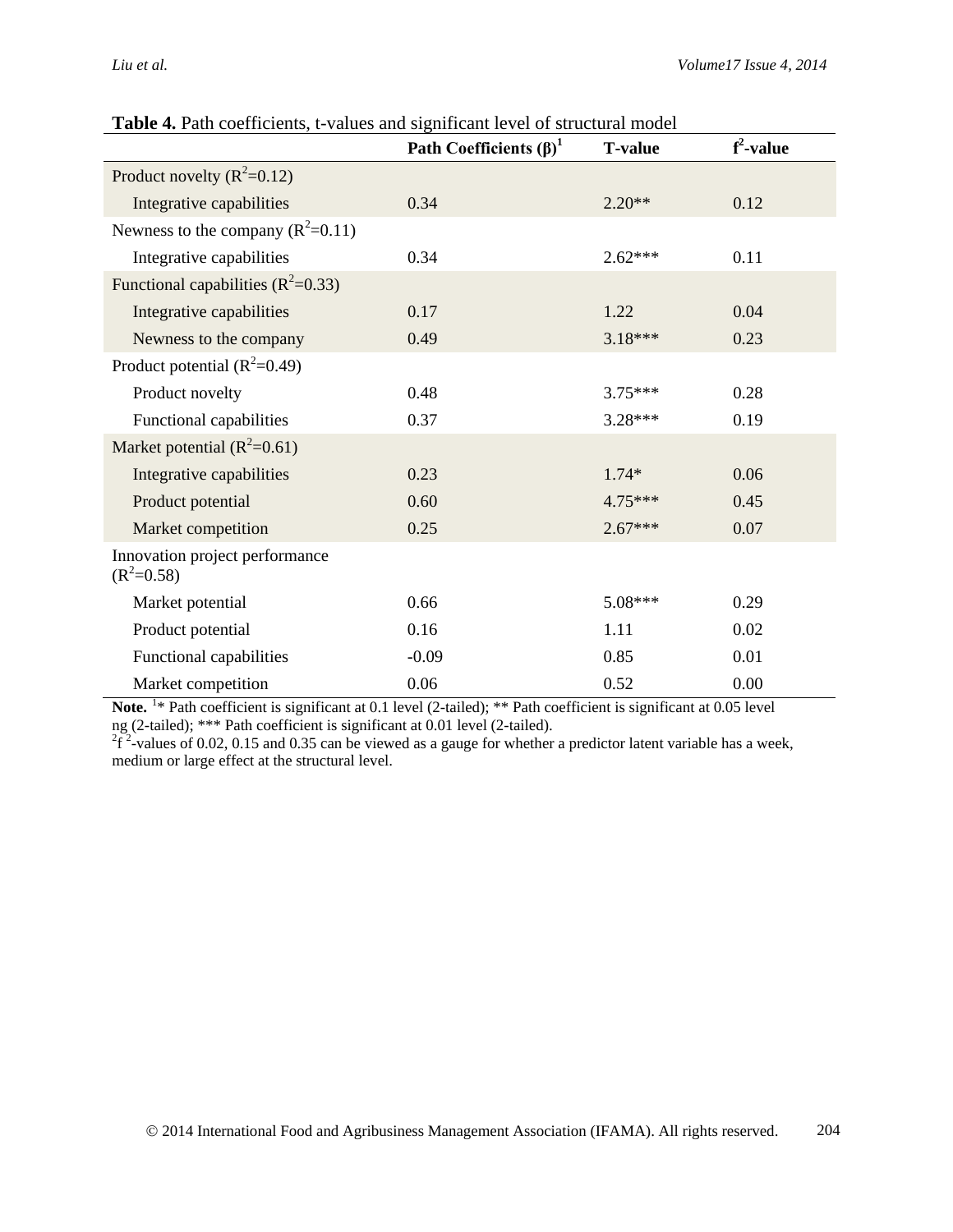**Table 4.** Path coefficients, t-values and significant level of structural model

| | Path Coefficients (β)[1] | T-value | $f^2$-value |
|---|---|---|---|
| Product novelty ($R^2$=0.12) | | | |
| Integrative capabilities | 0.34 | 2.20** | 0.12 |
| Newness to the company ($R^2$=0.11) | | | |
| Integrative capabilities | 0.34 | 2.62*** | 0.11 |
| Functional capabilities ($R^2$=0.33) | | | |
| Integrative capabilities | 0.17 | 1.22 | 0.04 |
| Newness to the company | 0.49 | 3.18*** | 0.23 |
| Product potential ($R^2$=0.49) | | | |
| Product novelty | 0.48 | 3.75*** | 0.28 |
| Functional capabilities | 0.37 | 3.28*** | 0.19 |
| Market potential ($R^2$=0.61) | | | |
| Integrative capabilities | 0.23 | 1.74* | 0.06 |
| Product potential | 0.60 | 4.75*** | 0.45 |
| Market competition | 0.25 | 2.67*** | 0.07 |
| Innovation project performance ($R^2$=0.58) | | | |
| Market potential | 0.66 | 5.08*** | 0.29 |
| Product potential | 0.16 | 1.11 | 0.02 |
| Functional capabilities | -0.09 | 0.85 | 0.01 |
| Market competition | 0.06 | 0.52 | 0.00 |

**Note.** [1]* Path coefficient is significant at 0.1 level (2-tailed); ** Path coefficient is significant at 0.05 level ng (2-tailed); *** Path coefficient is significant at 0.01 level (2-tailed).
[2]$f^2$-values of 0.02, 0.15 and 0.35 can be viewed as a gauge for whether a predictor latent variable has a week, medium or large effect at the structural level.